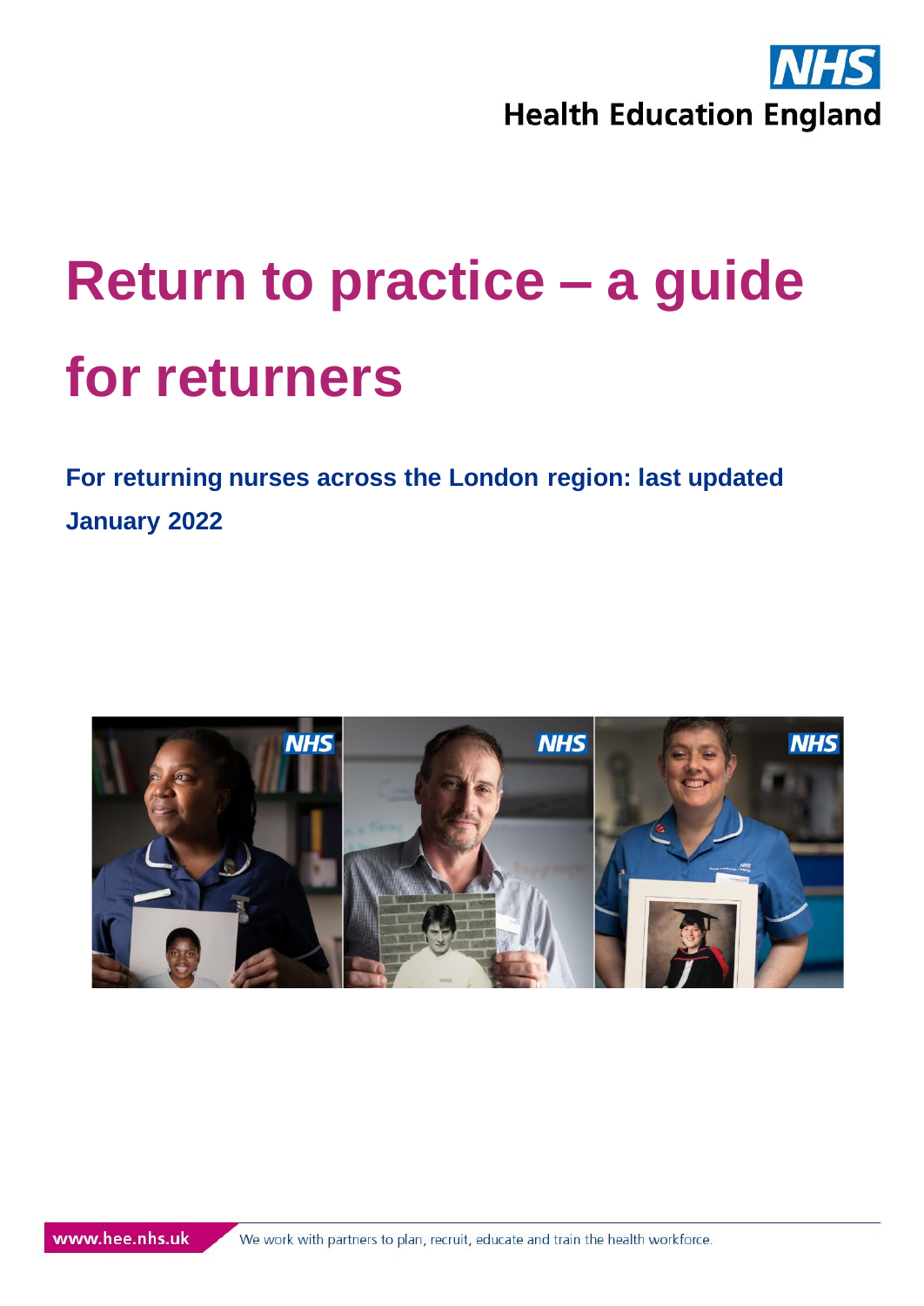NHS
Health Education England

# Return to practice – a guide for returners

**For returning nurses across the London region: last updated January 2022**

www.hee.nhs.uk We work with partners to plan, recruit, educate and train the health workforce.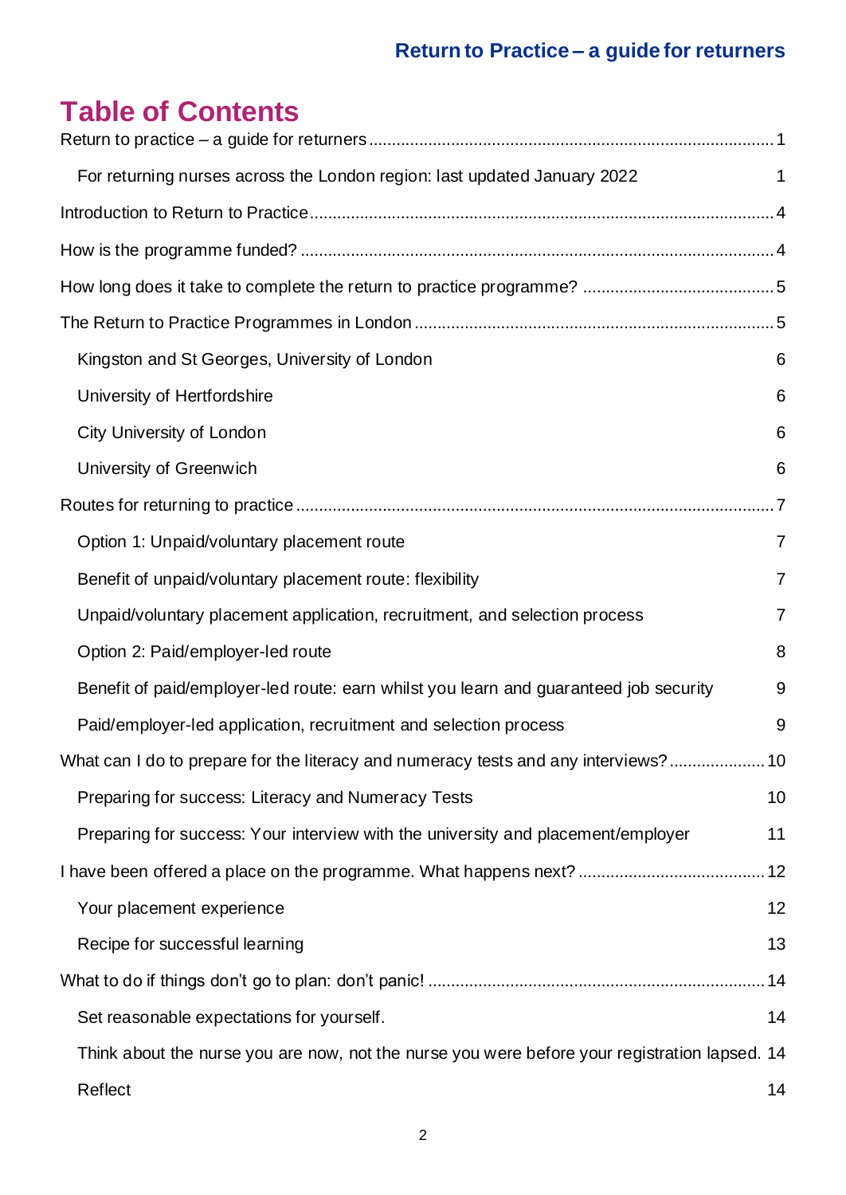# Table of Contents

Return to practice – a guide for returners ........................................................................................ 1

  For returning nurses across the London region: last updated January 2022 1

Introduction to Return to Practice ..................................................................................................... 4

How is the programme funded? ....................................................................................................... 4

How long does it take to complete the return to practice programme? .......................................... 5

The Return to Practice Programmes in London .............................................................................. 5

  Kingston and St Georges, University of London 6

  University of Hertfordshire 6

  City University of London 6

  University of Greenwich 6

Routes for returning to practice ........................................................................................................ 7

  Option 1: Unpaid/voluntary placement route 7

  Benefit of unpaid/voluntary placement route: flexibility 7

  Unpaid/voluntary placement application, recruitment, and selection process 7

  Option 2: Paid/employer-led route 8

  Benefit of paid/employer-led route: earn whilst you learn and guaranteed job security 9

  Paid/employer-led application, recruitment and selection process 9

What can I do to prepare for the literacy and numeracy tests and any interviews? ..................... 10

  Preparing for success: Literacy and Numeracy Tests 10

  Preparing for success: Your interview with the university and placement/employer 11

I have been offered a place on the programme. What happens next? ........................................ 12

  Your placement experience 12

  Recipe for successful learning 13

What to do if things don't go to plan: don't panic! .......................................................................... 14

  Set reasonable expectations for yourself. 14

  Think about the nurse you are now, not the nurse you were before your registration lapsed. 14

  Reflect 14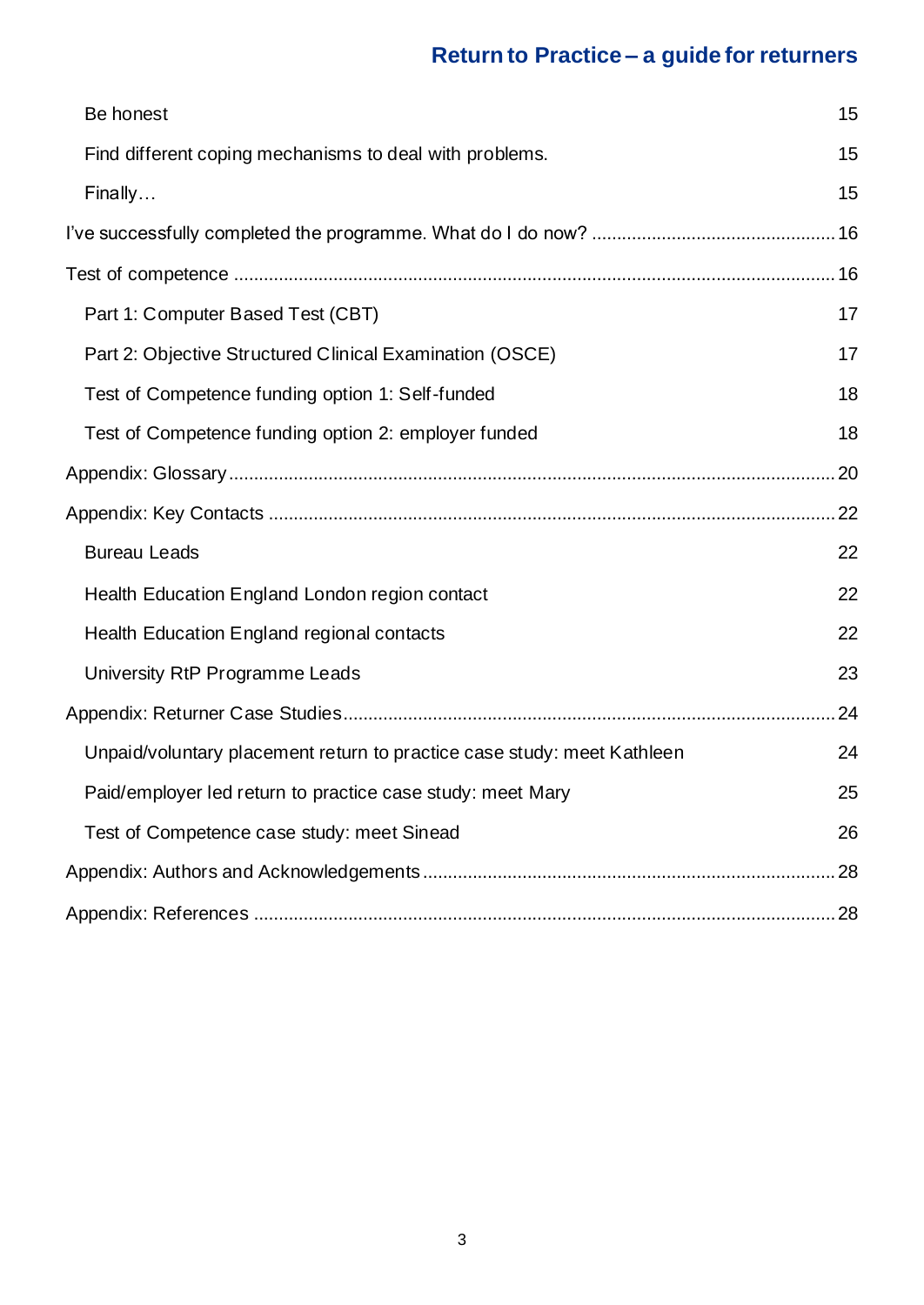Be honest 15

Find different coping mechanisms to deal with problems. 15

Finally… 15

I've successfully completed the programme. What do I do now? 16

Test of competence 16

Part 1: Computer Based Test (CBT) 17

Part 2: Objective Structured Clinical Examination (OSCE) 17

Test of Competence funding option 1: Self-funded 18

Test of Competence funding option 2: employer funded 18

Appendix: Glossary 20

Appendix: Key Contacts 22

Bureau Leads 22

Health Education England London region contact 22

Health Education England regional contacts 22

University RtP Programme Leads 23

Appendix: Returner Case Studies 24

Unpaid/voluntary placement return to practice case study: meet Kathleen 24

Paid/employer led return to practice case study: meet Mary 25

Test of Competence case study: meet Sinead 26

Appendix: Authors and Acknowledgements 28

Appendix: References 28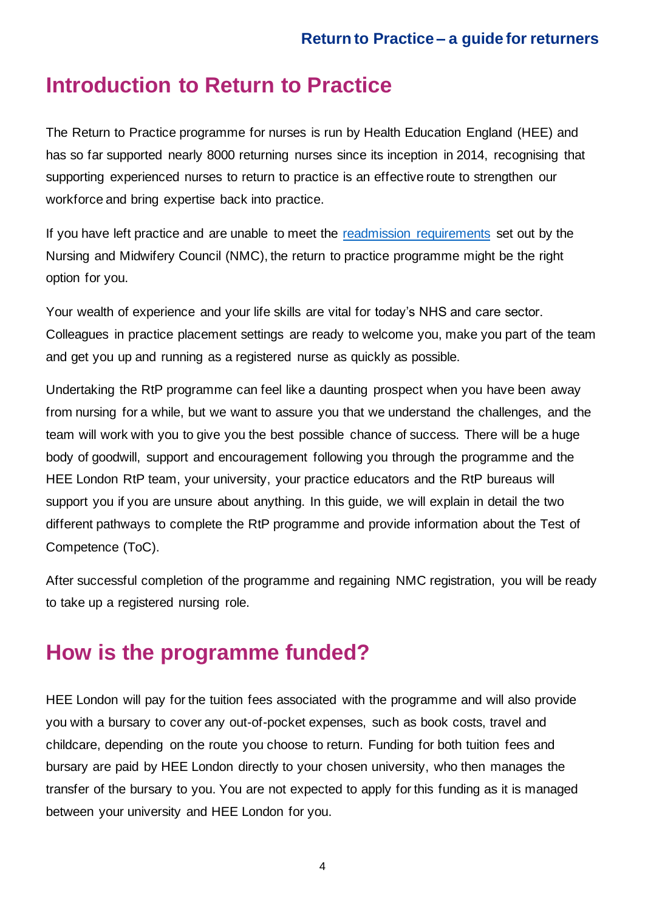## Introduction to Return to Practice

The Return to Practice programme for nurses is run by Health Education England (HEE) and has so far supported nearly 8000 returning nurses since its inception in 2014, recognising that supporting experienced nurses to return to practice is an effective route to strengthen our workforce and bring expertise back into practice.

If you have left practice and are unable to meet the [readmission requirements]() set out by the Nursing and Midwifery Council (NMC), the return to practice programme might be the right option for you.

Your wealth of experience and your life skills are vital for today's NHS and care sector. Colleagues in practice placement settings are ready to welcome you, make you part of the team and get you up and running as a registered nurse as quickly as possible.

Undertaking the RtP programme can feel like a daunting prospect when you have been away from nursing for a while, but we want to assure you that we understand the challenges, and the team will work with you to give you the best possible chance of success. There will be a huge body of goodwill, support and encouragement following you through the programme and the HEE London RtP team, your university, your practice educators and the RtP bureaus will support you if you are unsure about anything. In this guide, we will explain in detail the two different pathways to complete the RtP programme and provide information about the Test of Competence (ToC).

After successful completion of the programme and regaining NMC registration, you will be ready to take up a registered nursing role.

## How is the programme funded?

HEE London will pay for the tuition fees associated with the programme and will also provide you with a bursary to cover any out-of-pocket expenses, such as book costs, travel and childcare, depending on the route you choose to return. Funding for both tuition fees and bursary are paid by HEE London directly to your chosen university, who then manages the transfer of the bursary to you. You are not expected to apply for this funding as it is managed between your university and HEE London for you.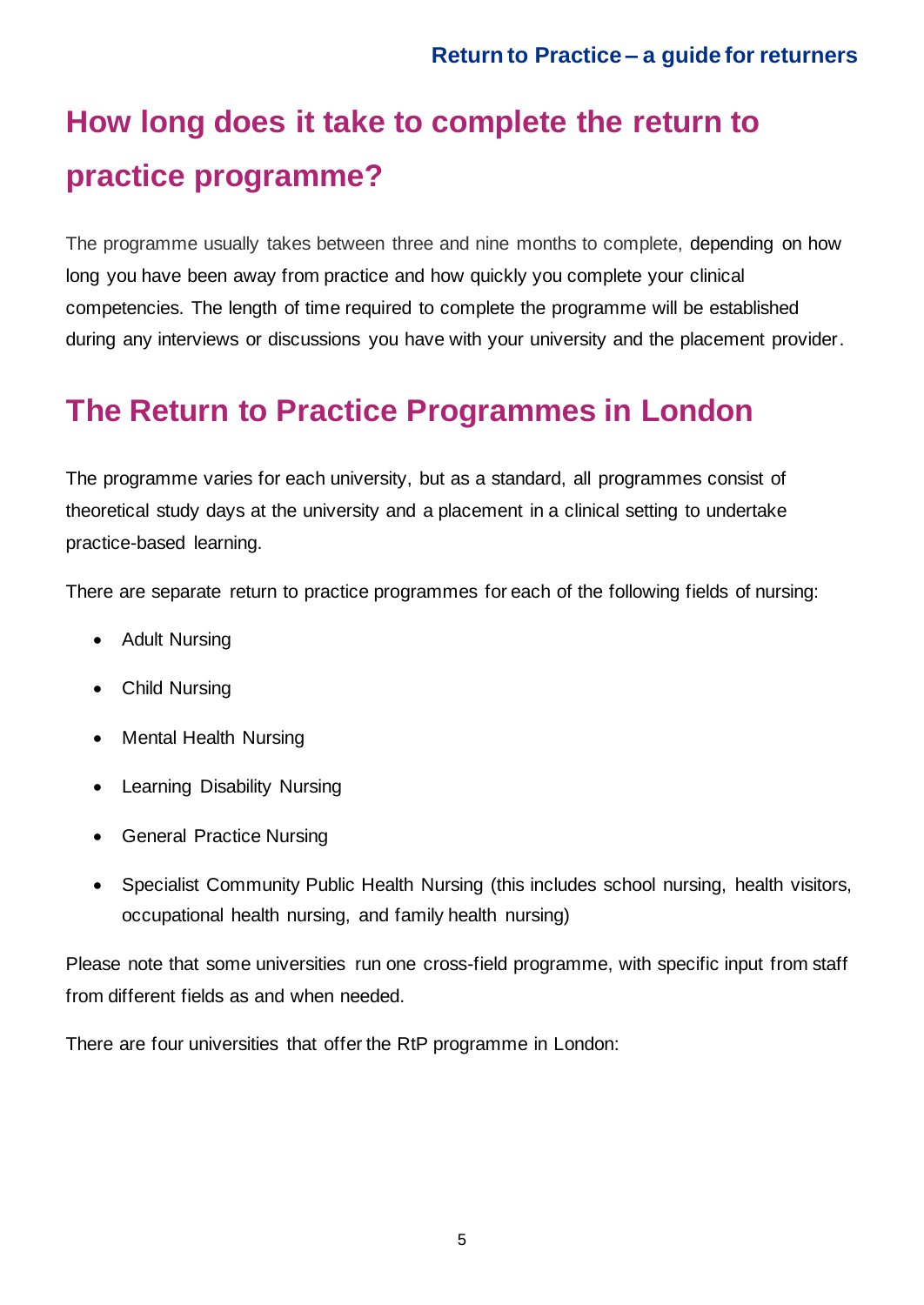## How long does it take to complete the return to practice programme?

The programme usually takes between three and nine months to complete, depending on how long you have been away from practice and how quickly you complete your clinical competencies. The length of time required to complete the programme will be established during any interviews or discussions you have with your university and the placement provider.

## The Return to Practice Programmes in London

The programme varies for each university, but as a standard, all programmes consist of theoretical study days at the university and a placement in a clinical setting to undertake practice-based learning.

There are separate return to practice programmes for each of the following fields of nursing:

- Adult Nursing
- Child Nursing
- Mental Health Nursing
- Learning Disability Nursing
- General Practice Nursing
- Specialist Community Public Health Nursing (this includes school nursing, health visitors, occupational health nursing, and family health nursing)

Please note that some universities run one cross-field programme, with specific input from staff from different fields as and when needed.

There are four universities that offer the RtP programme in London: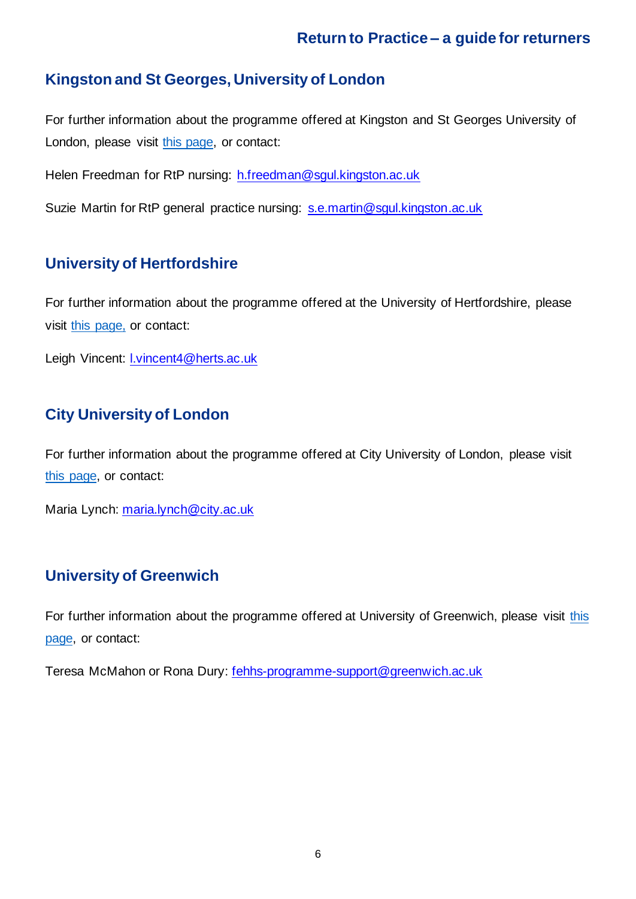## Kingston and St Georges, University of London

For further information about the programme offered at Kingston and St Georges University of London, please visit this page, or contact:

Helen Freedman for RtP nursing: h.freedman@sgul.kingston.ac.uk

Suzie Martin for RtP general practice nursing: s.e.martin@sgul.kingston.ac.uk

## University of Hertfordshire

For further information about the programme offered at the University of Hertfordshire, please visit this page, or contact:

Leigh Vincent: l.vincent4@herts.ac.uk

## City University of London

For further information about the programme offered at City University of London, please visit this page, or contact:

Maria Lynch: maria.lynch@city.ac.uk

## University of Greenwich

For further information about the programme offered at University of Greenwich, please visit this page, or contact:

Teresa McMahon or Rona Dury: fehhs-programme-support@greenwich.ac.uk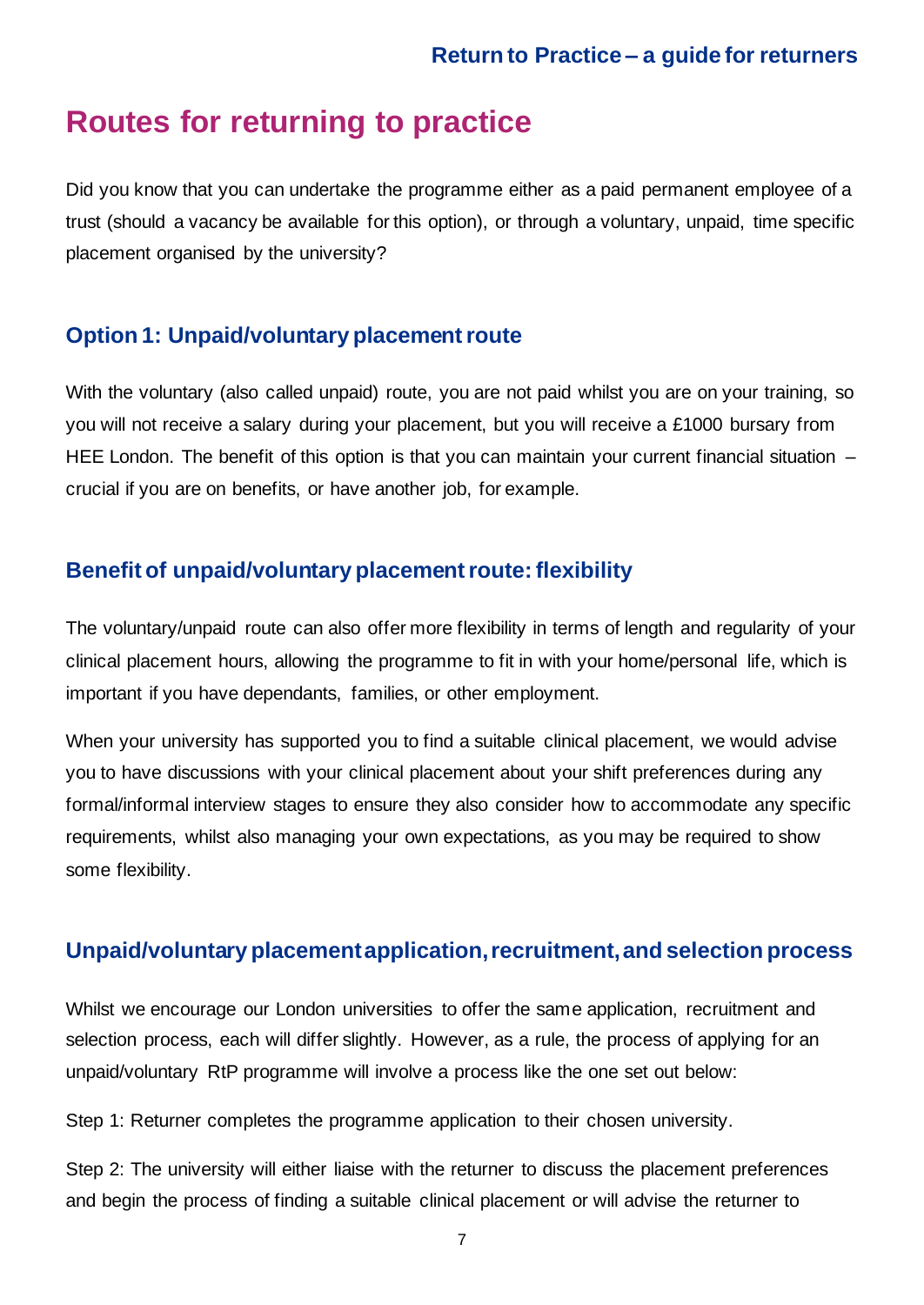# Routes for returning to practice

Did you know that you can undertake the programme either as a paid permanent employee of a trust (should a vacancy be available for this option), or through a voluntary, unpaid, time specific placement organised by the university?

## Option 1: Unpaid/voluntary placement route

With the voluntary (also called unpaid) route, you are not paid whilst you are on your training, so you will not receive a salary during your placement, but you will receive a £1000 bursary from HEE London. The benefit of this option is that you can maintain your current financial situation – crucial if you are on benefits, or have another job, for example.

## Benefit of unpaid/voluntary placement route: flexibility

The voluntary/unpaid route can also offer more flexibility in terms of length and regularity of your clinical placement hours, allowing the programme to fit in with your home/personal life, which is important if you have dependants, families, or other employment.

When your university has supported you to find a suitable clinical placement, we would advise you to have discussions with your clinical placement about your shift preferences during any formal/informal interview stages to ensure they also consider how to accommodate any specific requirements, whilst also managing your own expectations, as you may be required to show some flexibility.

## Unpaid/voluntary placement application, recruitment, and selection process

Whilst we encourage our London universities to offer the same application, recruitment and selection process, each will differ slightly. However, as a rule, the process of applying for an unpaid/voluntary RtP programme will involve a process like the one set out below:

Step 1: Returner completes the programme application to their chosen university.

Step 2: The university will either liaise with the returner to discuss the placement preferences and begin the process of finding a suitable clinical placement or will advise the returner to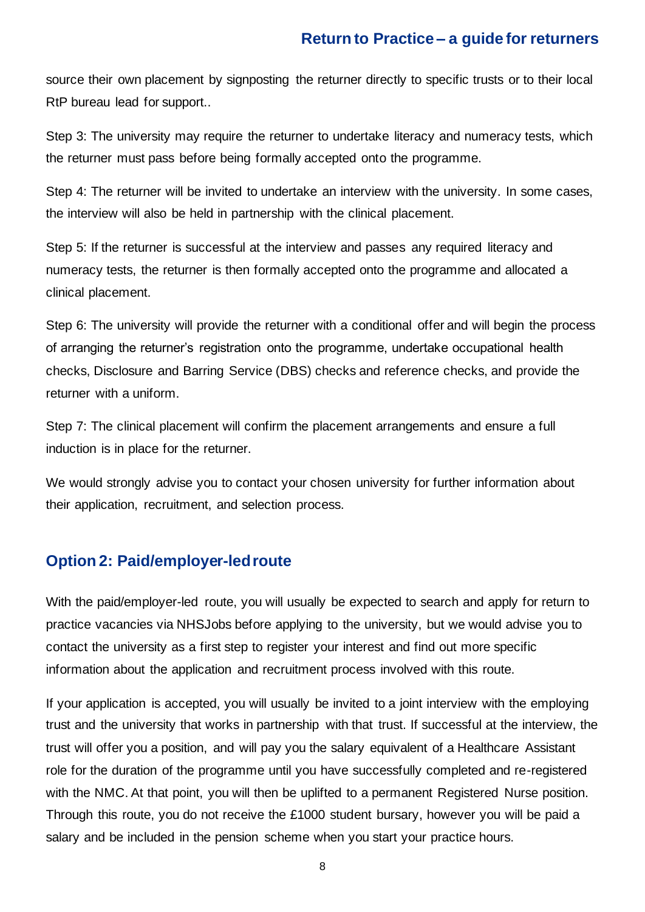source their own placement by signposting the returner directly to specific trusts or to their local RtP bureau lead for support..

Step 3: The university may require the returner to undertake literacy and numeracy tests, which the returner must pass before being formally accepted onto the programme.

Step 4: The returner will be invited to undertake an interview with the university. In some cases, the interview will also be held in partnership with the clinical placement.

Step 5: If the returner is successful at the interview and passes any required literacy and numeracy tests, the returner is then formally accepted onto the programme and allocated a clinical placement.

Step 6: The university will provide the returner with a conditional offer and will begin the process of arranging the returner's registration onto the programme, undertake occupational health checks, Disclosure and Barring Service (DBS) checks and reference checks, and provide the returner with a uniform.

Step 7: The clinical placement will confirm the placement arrangements and ensure a full induction is in place for the returner.

We would strongly advise you to contact your chosen university for further information about their application, recruitment, and selection process.

## Option 2: Paid/employer-led route

With the paid/employer-led route, you will usually be expected to search and apply for return to practice vacancies via NHSJobs before applying to the university, but we would advise you to contact the university as a first step to register your interest and find out more specific information about the application and recruitment process involved with this route.

If your application is accepted, you will usually be invited to a joint interview with the employing trust and the university that works in partnership with that trust. If successful at the interview, the trust will offer you a position, and will pay you the salary equivalent of a Healthcare Assistant role for the duration of the programme until you have successfully completed and re-registered with the NMC. At that point, you will then be uplifted to a permanent Registered Nurse position. Through this route, you do not receive the £1000 student bursary, however you will be paid a salary and be included in the pension scheme when you start your practice hours.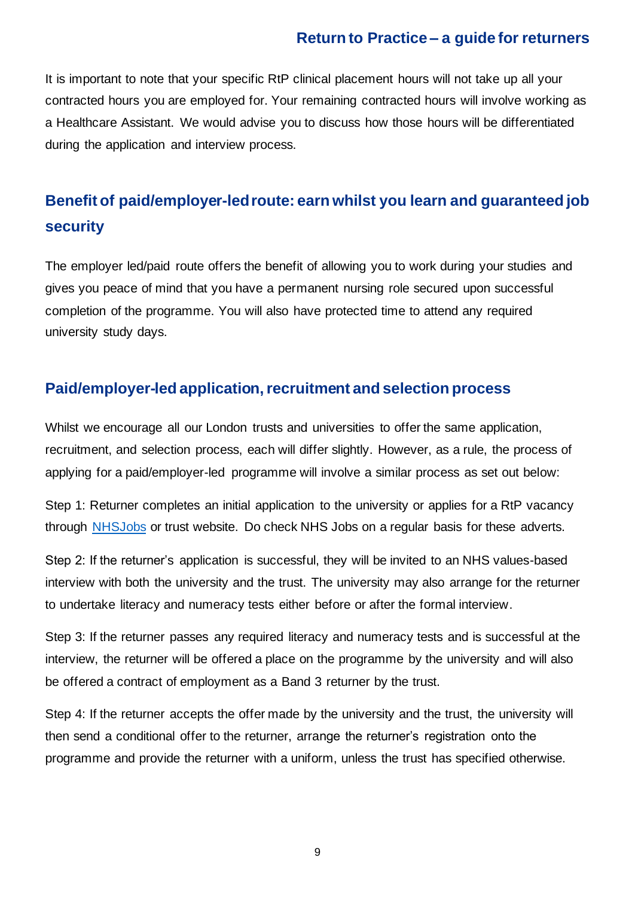It is important to note that your specific RtP clinical placement hours will not take up all your contracted hours you are employed for. Your remaining contracted hours will involve working as a Healthcare Assistant. We would advise you to discuss how those hours will be differentiated during the application and interview process.

## Benefit of paid/employer-led route: earn whilst you learn and guaranteed job security

The employer led/paid route offers the benefit of allowing you to work during your studies and gives you peace of mind that you have a permanent nursing role secured upon successful completion of the programme. You will also have protected time to attend any required university study days.

## Paid/employer-led application, recruitment and selection process

Whilst we encourage all our London trusts and universities to offer the same application, recruitment, and selection process, each will differ slightly. However, as a rule, the process of applying for a paid/employer-led programme will involve a similar process as set out below:

Step 1: Returner completes an initial application to the university or applies for a RtP vacancy through [NHSJobs](NHSJobs) or trust website. Do check NHS Jobs on a regular basis for these adverts.

Step 2: If the returner's application is successful, they will be invited to an NHS values-based interview with both the university and the trust. The university may also arrange for the returner to undertake literacy and numeracy tests either before or after the formal interview.

Step 3: If the returner passes any required literacy and numeracy tests and is successful at the interview, the returner will be offered a place on the programme by the university and will also be offered a contract of employment as a Band 3 returner by the trust.

Step 4: If the returner accepts the offer made by the university and the trust, the university will then send a conditional offer to the returner, arrange the returner's registration onto the programme and provide the returner with a uniform, unless the trust has specified otherwise.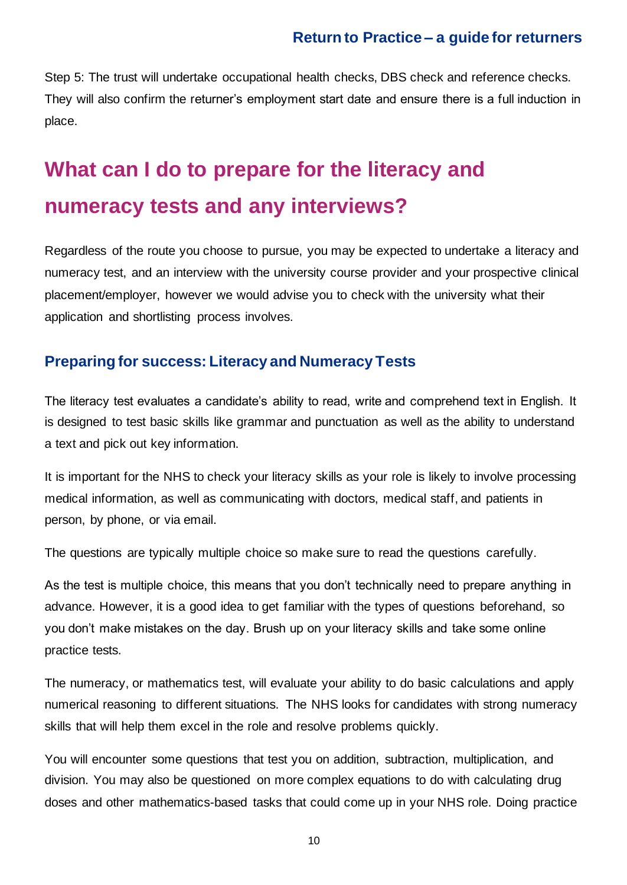Step 5: The trust will undertake occupational health checks, DBS check and reference checks. They will also confirm the returner's employment start date and ensure there is a full induction in place.

## What can I do to prepare for the literacy and numeracy tests and any interviews?

Regardless of the route you choose to pursue, you may be expected to undertake a literacy and numeracy test, and an interview with the university course provider and your prospective clinical placement/employer, however we would advise you to check with the university what their application and shortlisting process involves.

### Preparing for success: Literacy and Numeracy Tests

The literacy test evaluates a candidate's ability to read, write and comprehend text in English. It is designed to test basic skills like grammar and punctuation as well as the ability to understand a text and pick out key information.

It is important for the NHS to check your literacy skills as your role is likely to involve processing medical information, as well as communicating with doctors, medical staff, and patients in person, by phone, or via email.

The questions are typically multiple choice so make sure to read the questions carefully.

As the test is multiple choice, this means that you don't technically need to prepare anything in advance. However, it is a good idea to get familiar with the types of questions beforehand, so you don't make mistakes on the day. Brush up on your literacy skills and take some online practice tests.

The numeracy, or mathematics test, will evaluate your ability to do basic calculations and apply numerical reasoning to different situations. The NHS looks for candidates with strong numeracy skills that will help them excel in the role and resolve problems quickly.

You will encounter some questions that test you on addition, subtraction, multiplication, and division. You may also be questioned on more complex equations to do with calculating drug doses and other mathematics-based tasks that could come up in your NHS role. Doing practice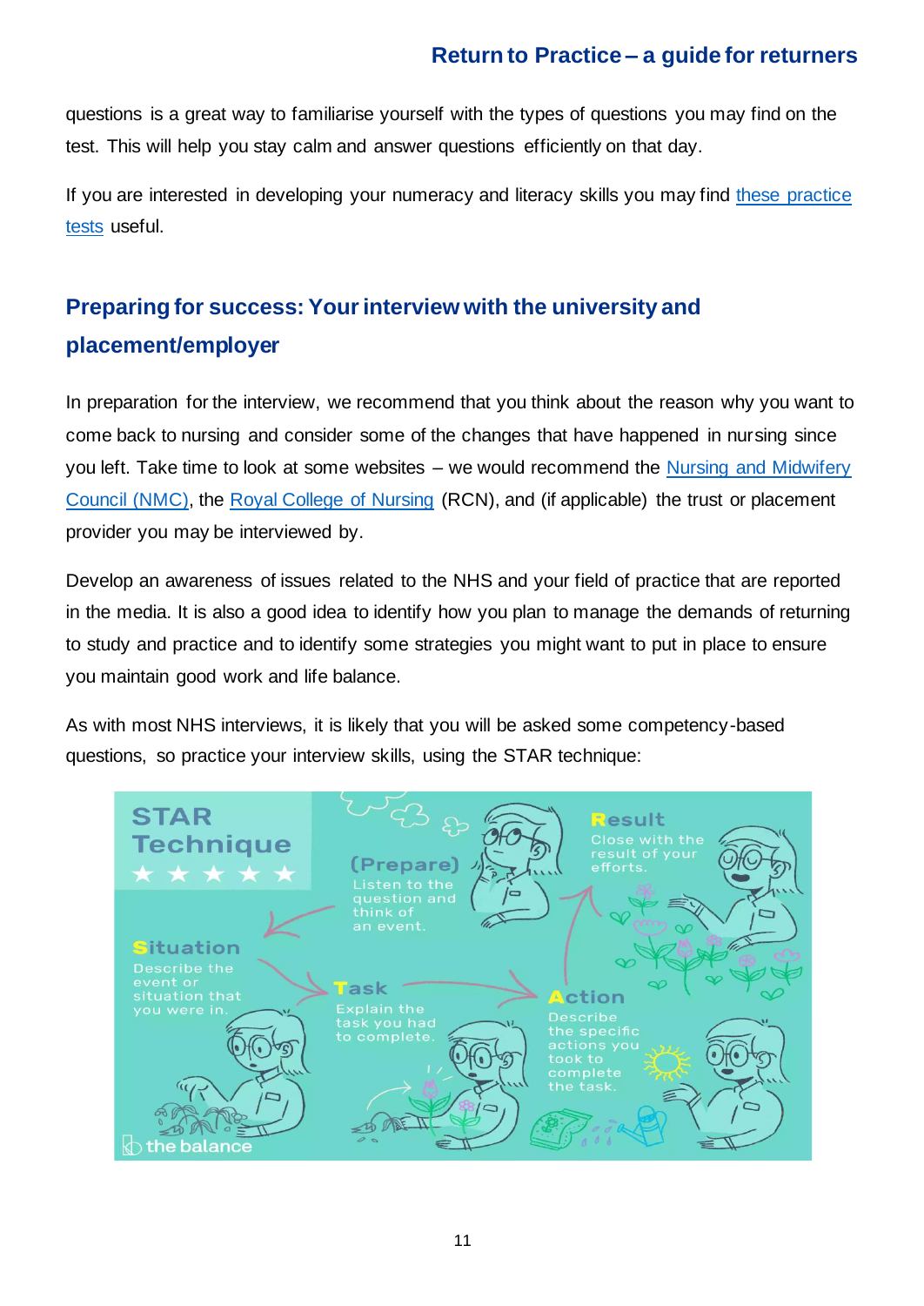questions is a great way to familiarise yourself with the types of questions you may find on the test. This will help you stay calm and answer questions efficiently on that day.

If you are interested in developing your numeracy and literacy skills you may find these practice tests useful.

## Preparing for success: Your interview with the university and placement/employer

In preparation for the interview, we recommend that you think about the reason why you want to come back to nursing and consider some of the changes that have happened in nursing since you left. Take time to look at some websites – we would recommend the Nursing and Midwifery Council (NMC), the Royal College of Nursing (RCN), and (if applicable) the trust or placement provider you may be interviewed by.

Develop an awareness of issues related to the NHS and your field of practice that are reported in the media. It is also a good idea to identify how you plan to manage the demands of returning to study and practice and to identify some strategies you might want to put in place to ensure you maintain good work and life balance.

As with most NHS interviews, it is likely that you will be asked some competency-based questions, so practice your interview skills, using the STAR technique:

**STAR Technique**

- **(Prepare)** Listen to the question and think of an event.
- **Situation** Describe the event or situation that you were in.
- **Task** Explain the task you had to complete.
- **Action** Describe the specific actions you took to complete the task.
- **Result** Close with the result of your efforts.

the balance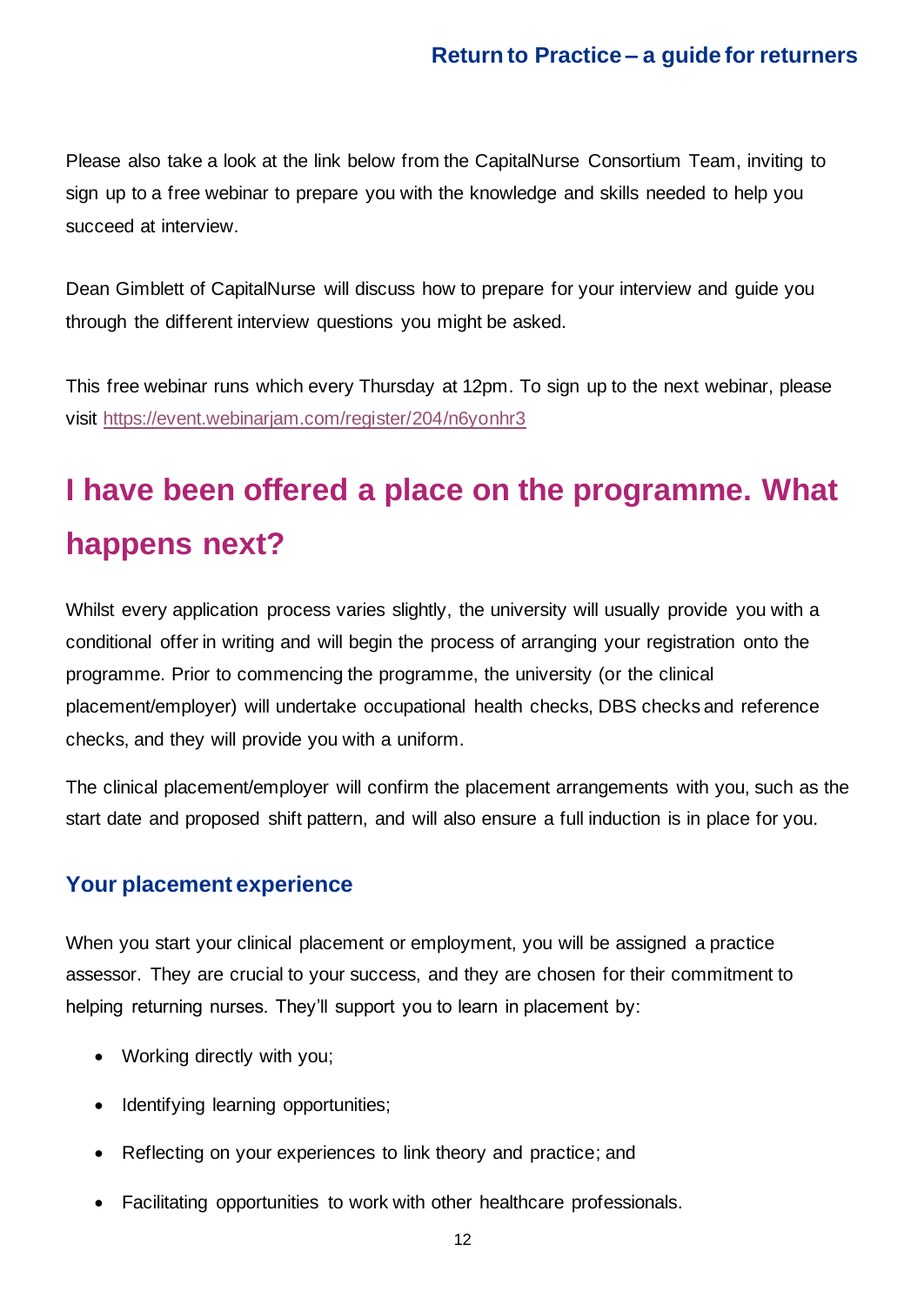Please also take a look at the link below from the CapitalNurse Consortium Team, inviting to sign up to a free webinar to prepare you with the knowledge and skills needed to help you succeed at interview.

Dean Gimblett of CapitalNurse will discuss how to prepare for your interview and guide you through the different interview questions you might be asked.

This free webinar runs which every Thursday at 12pm. To sign up to the next webinar, please visit https://event.webinarjam.com/register/204/n6yonhr3

# I have been offered a place on the programme. What happens next?

Whilst every application process varies slightly, the university will usually provide you with a conditional offer in writing and will begin the process of arranging your registration onto the programme. Prior to commencing the programme, the university (or the clinical placement/employer) will undertake occupational health checks, DBS checks and reference checks, and they will provide you with a uniform.

The clinical placement/employer will confirm the placement arrangements with you, such as the start date and proposed shift pattern, and will also ensure a full induction is in place for you.

## Your placement experience

When you start your clinical placement or employment, you will be assigned a practice assessor. They are crucial to your success, and they are chosen for their commitment to helping returning nurses. They'll support you to learn in placement by:

- Working directly with you;
- Identifying learning opportunities;
- Reflecting on your experiences to link theory and practice; and
- Facilitating opportunities to work with other healthcare professionals.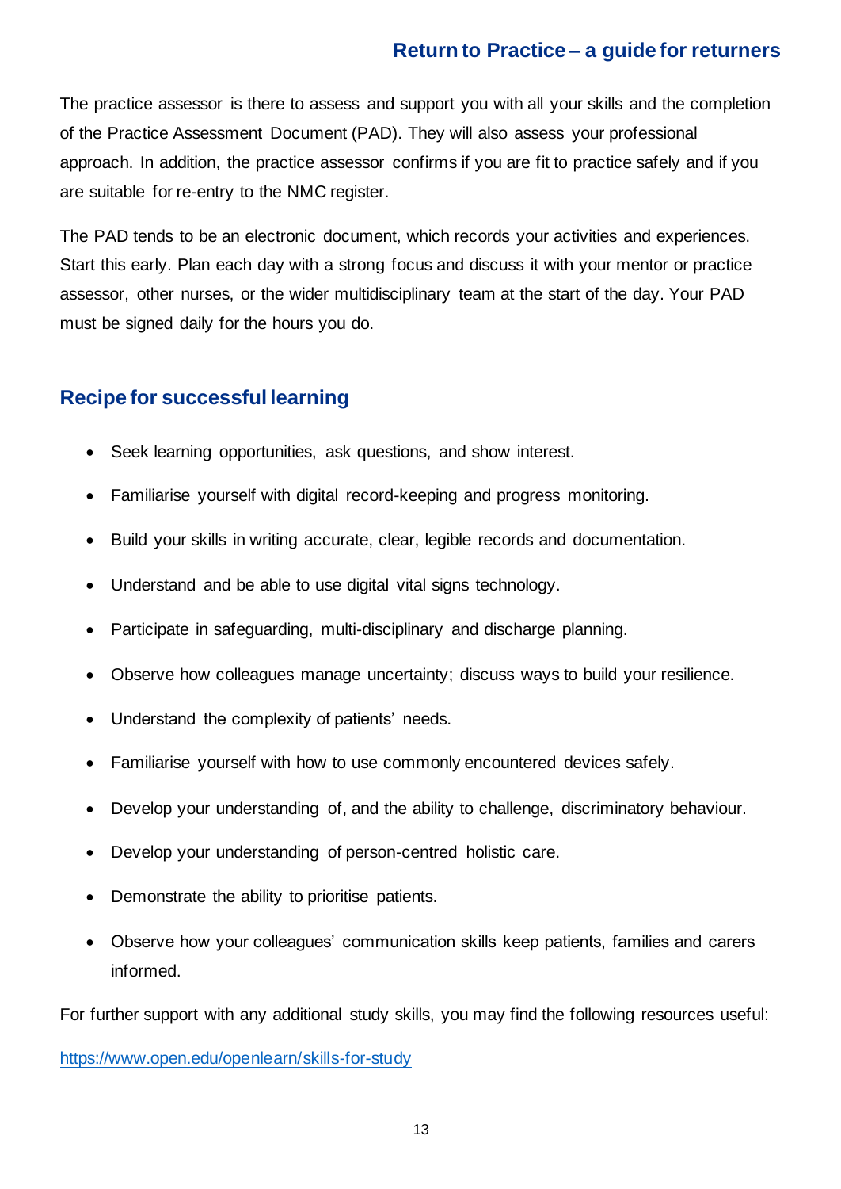The practice assessor is there to assess and support you with all your skills and the completion of the Practice Assessment Document (PAD). They will also assess your professional approach. In addition, the practice assessor confirms if you are fit to practice safely and if you are suitable for re-entry to the NMC register.

The PAD tends to be an electronic document, which records your activities and experiences. Start this early. Plan each day with a strong focus and discuss it with your mentor or practice assessor, other nurses, or the wider multidisciplinary team at the start of the day. Your PAD must be signed daily for the hours you do.

## Recipe for successful learning

- Seek learning opportunities, ask questions, and show interest.
- Familiarise yourself with digital record-keeping and progress monitoring.
- Build your skills in writing accurate, clear, legible records and documentation.
- Understand and be able to use digital vital signs technology.
- Participate in safeguarding, multi-disciplinary and discharge planning.
- Observe how colleagues manage uncertainty; discuss ways to build your resilience.
- Understand the complexity of patients' needs.
- Familiarise yourself with how to use commonly encountered devices safely.
- Develop your understanding of, and the ability to challenge, discriminatory behaviour.
- Develop your understanding of person-centred holistic care.
- Demonstrate the ability to prioritise patients.
- Observe how your colleagues' communication skills keep patients, families and carers informed.

For further support with any additional study skills, you may find the following resources useful:

https://www.open.edu/openlearn/skills-for-study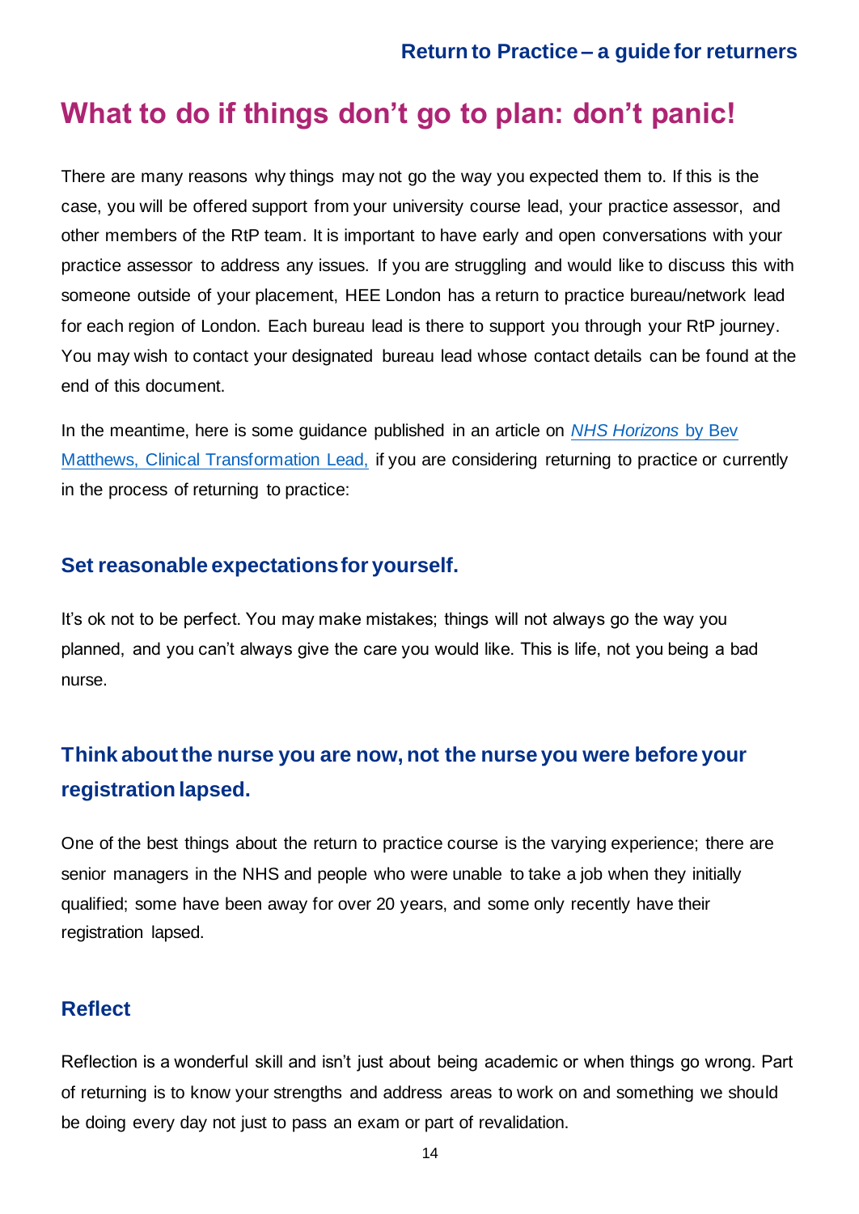# What to do if things don't go to plan: don't panic!

There are many reasons why things may not go the way you expected them to. If this is the case, you will be offered support from your university course lead, your practice assessor, and other members of the RtP team. It is important to have early and open conversations with your practice assessor to address any issues. If you are struggling and would like to discuss this with someone outside of your placement, HEE London has a return to practice bureau/network lead for each region of London. Each bureau lead is there to support you through your RtP journey. You may wish to contact your designated bureau lead whose contact details can be found at the end of this document.

In the meantime, here is some guidance published in an article on *NHS Horizons* by Bev Matthews, Clinical Transformation Lead, if you are considering returning to practice or currently in the process of returning to practice:

## Set reasonable expectations for yourself.

It's ok not to be perfect. You may make mistakes; things will not always go the way you planned, and you can't always give the care you would like. This is life, not you being a bad nurse.

## Think about the nurse you are now, not the nurse you were before your registration lapsed.

One of the best things about the return to practice course is the varying experience; there are senior managers in the NHS and people who were unable to take a job when they initially qualified; some have been away for over 20 years, and some only recently have their registration lapsed.

## Reflect

Reflection is a wonderful skill and isn't just about being academic or when things go wrong. Part of returning is to know your strengths and address areas to work on and something we should be doing every day not just to pass an exam or part of revalidation.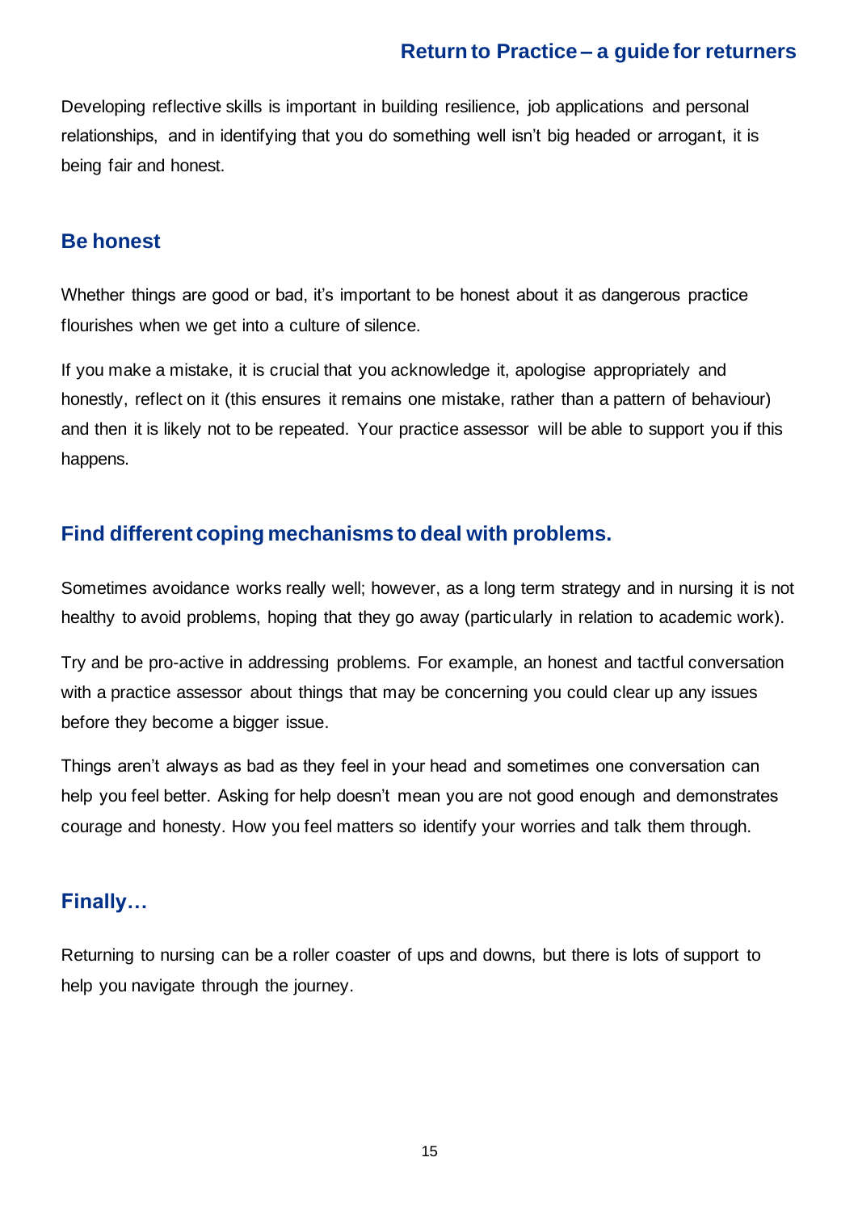Developing reflective skills is important in building resilience, job applications and personal relationships, and in identifying that you do something well isn't big headed or arrogant, it is being fair and honest.

## Be honest

Whether things are good or bad, it's important to be honest about it as dangerous practice flourishes when we get into a culture of silence.

If you make a mistake, it is crucial that you acknowledge it, apologise appropriately and honestly, reflect on it (this ensures it remains one mistake, rather than a pattern of behaviour) and then it is likely not to be repeated. Your practice assessor will be able to support you if this happens.

## Find different coping mechanisms to deal with problems.

Sometimes avoidance works really well; however, as a long term strategy and in nursing it is not healthy to avoid problems, hoping that they go away (particularly in relation to academic work).

Try and be pro-active in addressing problems. For example, an honest and tactful conversation with a practice assessor about things that may be concerning you could clear up any issues before they become a bigger issue.

Things aren't always as bad as they feel in your head and sometimes one conversation can help you feel better. Asking for help doesn't mean you are not good enough and demonstrates courage and honesty. How you feel matters so identify your worries and talk them through.

## Finally…

Returning to nursing can be a roller coaster of ups and downs, but there is lots of support to help you navigate through the journey.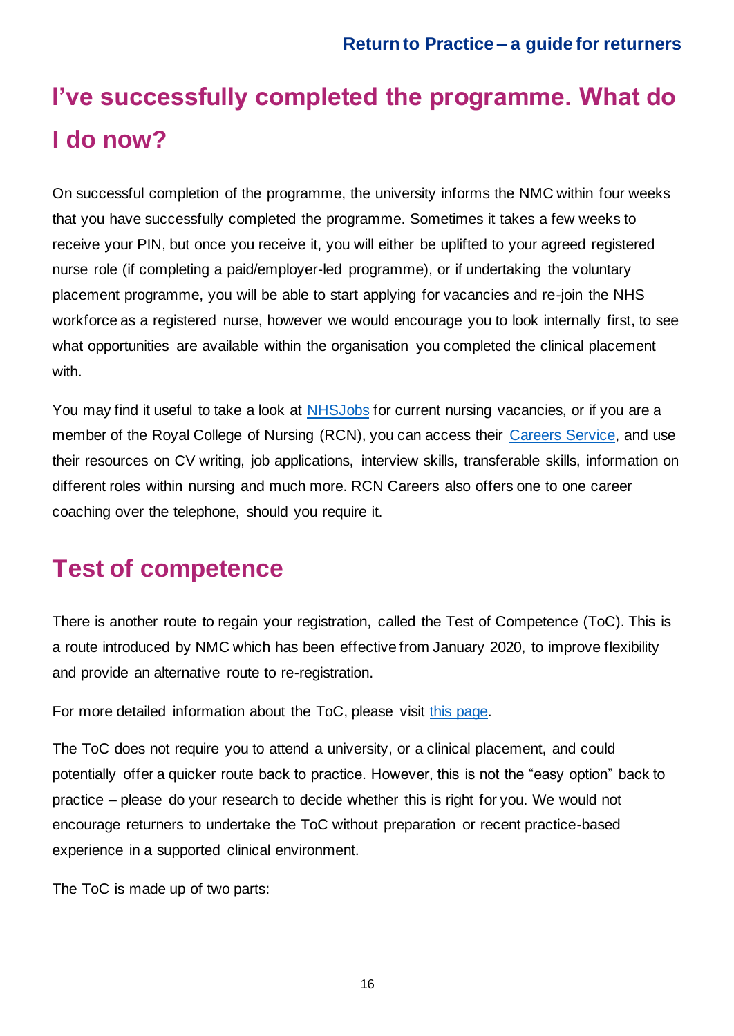# I've successfully completed the programme. What do I do now?

On successful completion of the programme, the university informs the NMC within four weeks that you have successfully completed the programme. Sometimes it takes a few weeks to receive your PIN, but once you receive it, you will either be uplifted to your agreed registered nurse role (if completing a paid/employer-led programme), or if undertaking the voluntary placement programme, you will be able to start applying for vacancies and re-join the NHS workforce as a registered nurse, however we would encourage you to look internally first, to see what opportunities are available within the organisation you completed the clinical placement with.

You may find it useful to take a look at NHSJobs for current nursing vacancies, or if you are a member of the Royal College of Nursing (RCN), you can access their Careers Service, and use their resources on CV writing, job applications, interview skills, transferable skills, information on different roles within nursing and much more. RCN Careers also offers one to one career coaching over the telephone, should you require it.

## Test of competence

There is another route to regain your registration, called the Test of Competence (ToC). This is a route introduced by NMC which has been effective from January 2020, to improve flexibility and provide an alternative route to re-registration.

For more detailed information about the ToC, please visit this page.

The ToC does not require you to attend a university, or a clinical placement, and could potentially offer a quicker route back to practice. However, this is not the "easy option" back to practice – please do your research to decide whether this is right for you. We would not encourage returners to undertake the ToC without preparation or recent practice-based experience in a supported clinical environment.

The ToC is made up of two parts: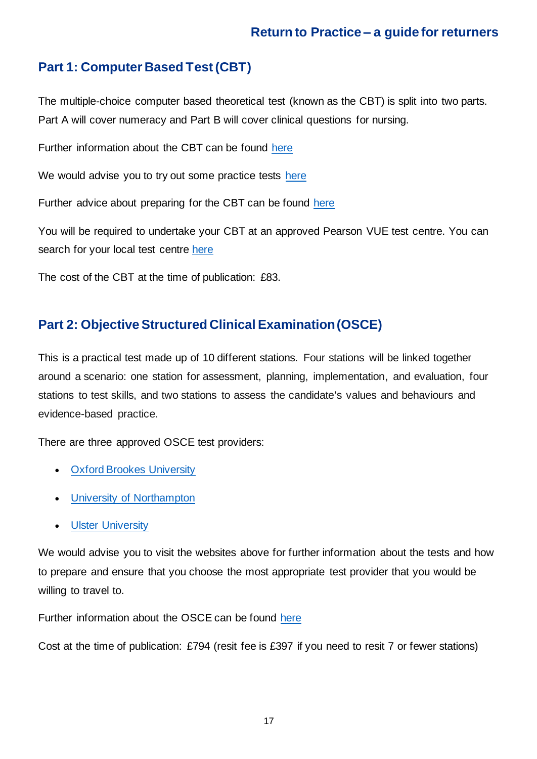## Part 1: Computer Based Test (CBT)

The multiple-choice computer based theoretical test (known as the CBT) is split into two parts. Part A will cover numeracy and Part B will cover clinical questions for nursing.

Further information about the CBT can be found here

We would advise you to try out some practice tests here

Further advice about preparing for the CBT can be found here

You will be required to undertake your CBT at an approved Pearson VUE test centre. You can search for your local test centre here

The cost of the CBT at the time of publication: £83.

## Part 2: Objective Structured Clinical Examination (OSCE)

This is a practical test made up of 10 different stations. Four stations will be linked together around a scenario: one station for assessment, planning, implementation, and evaluation, four stations to test skills, and two stations to assess the candidate's values and behaviours and evidence-based practice.

There are three approved OSCE test providers:

- Oxford Brookes University
- University of Northampton
- Ulster University

We would advise you to visit the websites above for further information about the tests and how to prepare and ensure that you choose the most appropriate test provider that you would be willing to travel to.

Further information about the OSCE can be found here

Cost at the time of publication: £794 (resit fee is £397 if you need to resit 7 or fewer stations)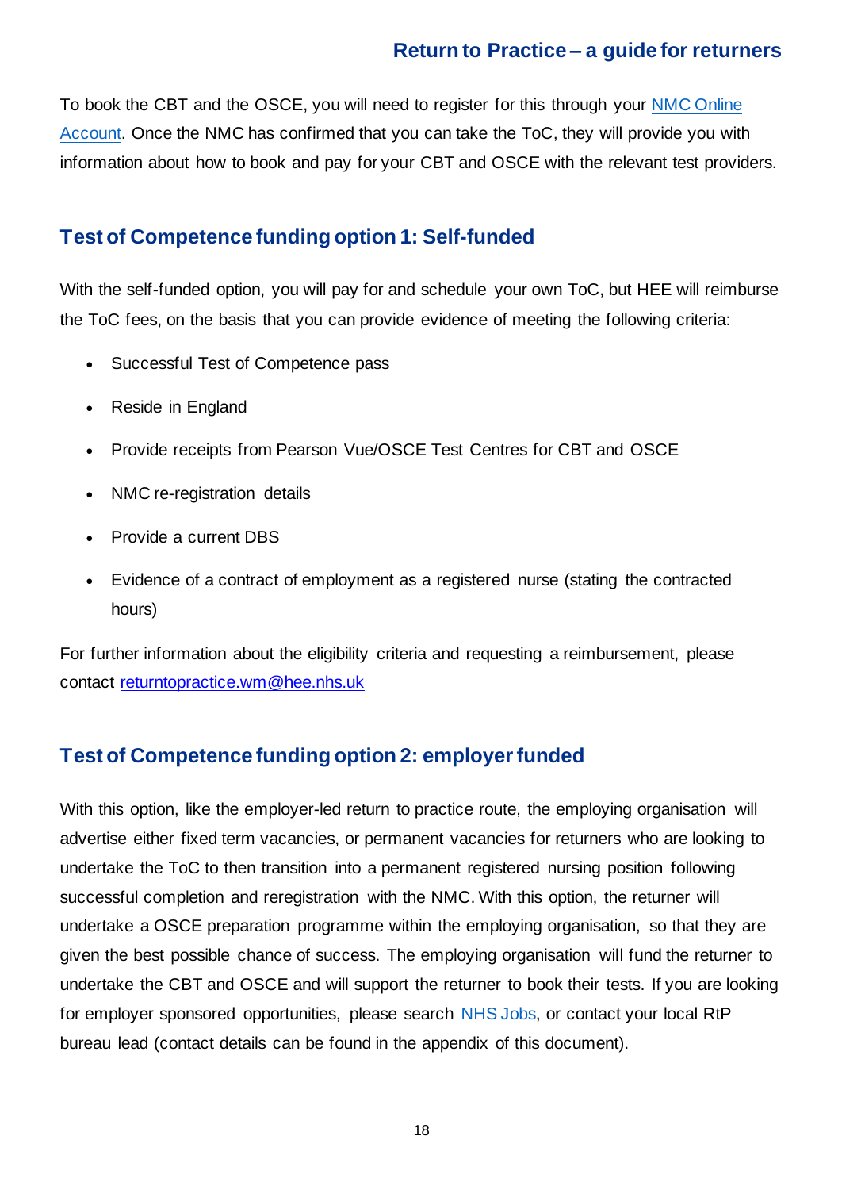To book the CBT and the OSCE, you will need to register for this through your [NMC Online Account](). Once the NMC has confirmed that you can take the ToC, they will provide you with information about how to book and pay for your CBT and OSCE with the relevant test providers.

## Test of Competence funding option 1: Self-funded

With the self-funded option, you will pay for and schedule your own ToC, but HEE will reimburse the ToC fees, on the basis that you can provide evidence of meeting the following criteria:

- Successful Test of Competence pass
- Reside in England
- Provide receipts from Pearson Vue/OSCE Test Centres for CBT and OSCE
- NMC re-registration details
- Provide a current DBS
- Evidence of a contract of employment as a registered nurse (stating the contracted hours)

For further information about the eligibility criteria and requesting a reimbursement, please contact returntopractice.wm@hee.nhs.uk

## Test of Competence funding option 2: employer funded

With this option, like the employer-led return to practice route, the employing organisation will advertise either fixed term vacancies, or permanent vacancies for returners who are looking to undertake the ToC to then transition into a permanent registered nursing position following successful completion and reregistration with the NMC. With this option, the returner will undertake a OSCE preparation programme within the employing organisation, so that they are given the best possible chance of success. The employing organisation will fund the returner to undertake the CBT and OSCE and will support the returner to book their tests. If you are looking for employer sponsored opportunities, please search [NHS Jobs](), or contact your local RtP bureau lead (contact details can be found in the appendix of this document).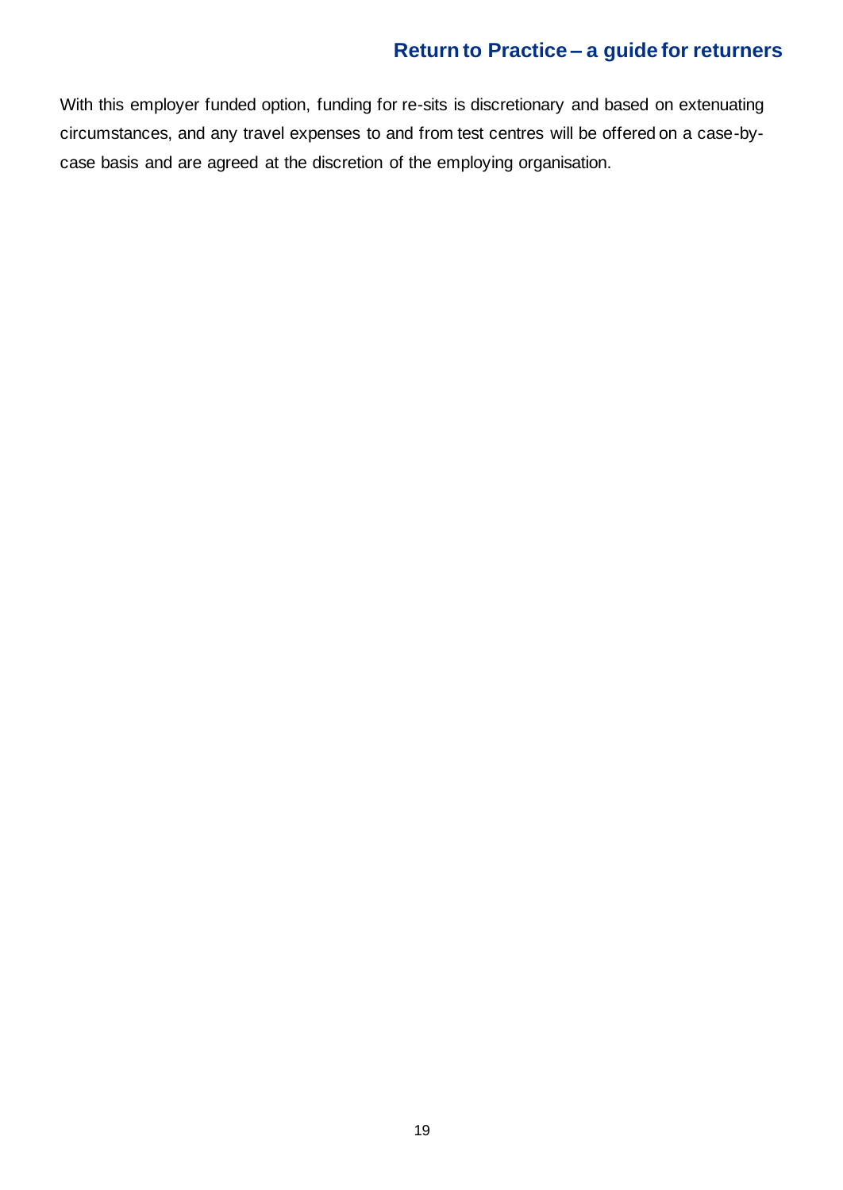With this employer funded option, funding for re-sits is discretionary and based on extenuating circumstances, and any travel expenses to and from test centres will be offered on a case-by-case basis and are agreed at the discretion of the employing organisation.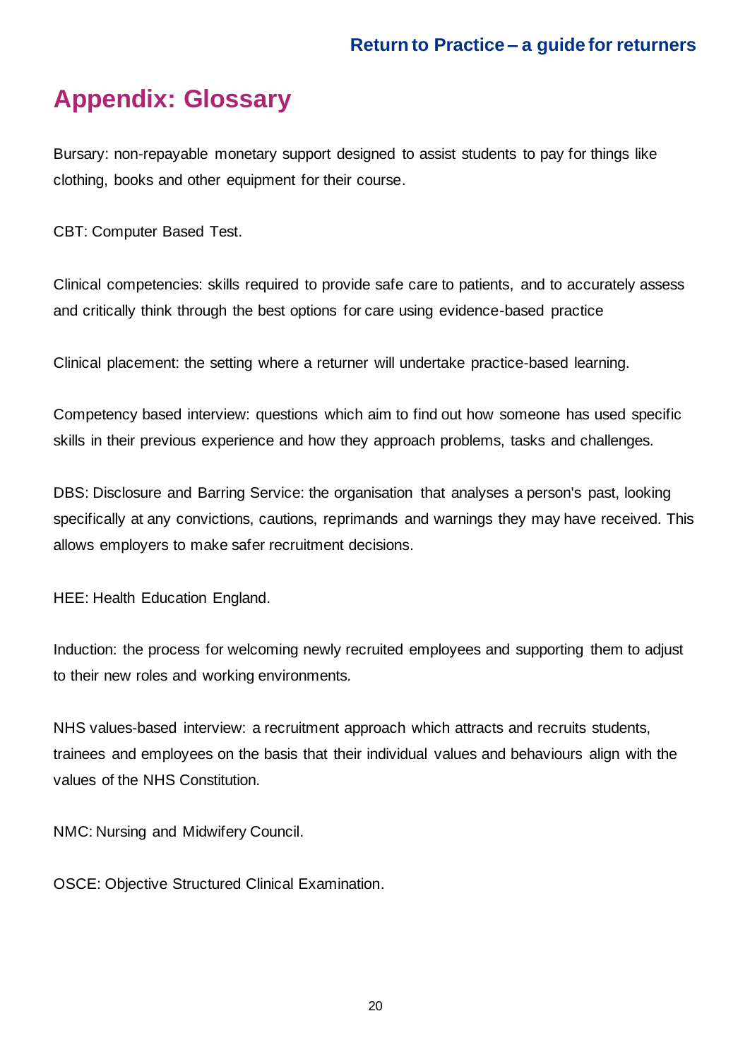# Appendix: Glossary

Bursary: non-repayable monetary support designed to assist students to pay for things like clothing, books and other equipment for their course.

CBT: Computer Based Test.

Clinical competencies: skills required to provide safe care to patients, and to accurately assess and critically think through the best options for care using evidence-based practice

Clinical placement: the setting where a returner will undertake practice-based learning.

Competency based interview: questions which aim to find out how someone has used specific skills in their previous experience and how they approach problems, tasks and challenges.

DBS: Disclosure and Barring Service: the organisation that analyses a person's past, looking specifically at any convictions, cautions, reprimands and warnings they may have received. This allows employers to make safer recruitment decisions.

HEE: Health Education England.

Induction: the process for welcoming newly recruited employees and supporting them to adjust to their new roles and working environments.

NHS values-based interview: a recruitment approach which attracts and recruits students, trainees and employees on the basis that their individual values and behaviours align with the values of the NHS Constitution.

NMC: Nursing and Midwifery Council.

OSCE: Objective Structured Clinical Examination.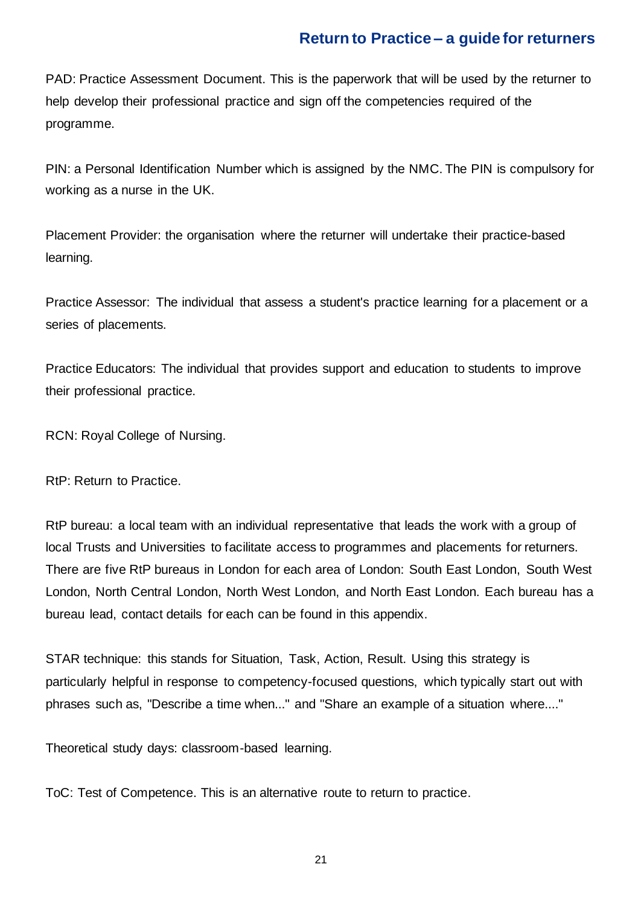PAD: Practice Assessment Document. This is the paperwork that will be used by the returner to help develop their professional practice and sign off the competencies required of the programme.

PIN: a Personal Identification Number which is assigned by the NMC. The PIN is compulsory for working as a nurse in the UK.

Placement Provider: the organisation where the returner will undertake their practice-based learning.

Practice Assessor: The individual that assess a student's practice learning for a placement or a series of placements.

Practice Educators: The individual that provides support and education to students to improve their professional practice.

RCN: Royal College of Nursing.

RtP: Return to Practice.

RtP bureau: a local team with an individual representative that leads the work with a group of local Trusts and Universities to facilitate access to programmes and placements for returners. There are five RtP bureaus in London for each area of London: South East London, South West London, North Central London, North West London, and North East London. Each bureau has a bureau lead, contact details for each can be found in this appendix.

STAR technique: this stands for Situation, Task, Action, Result. Using this strategy is particularly helpful in response to competency-focused questions, which typically start out with phrases such as, "Describe a time when..." and "Share an example of a situation where...."

Theoretical study days: classroom-based learning.

ToC: Test of Competence. This is an alternative route to return to practice.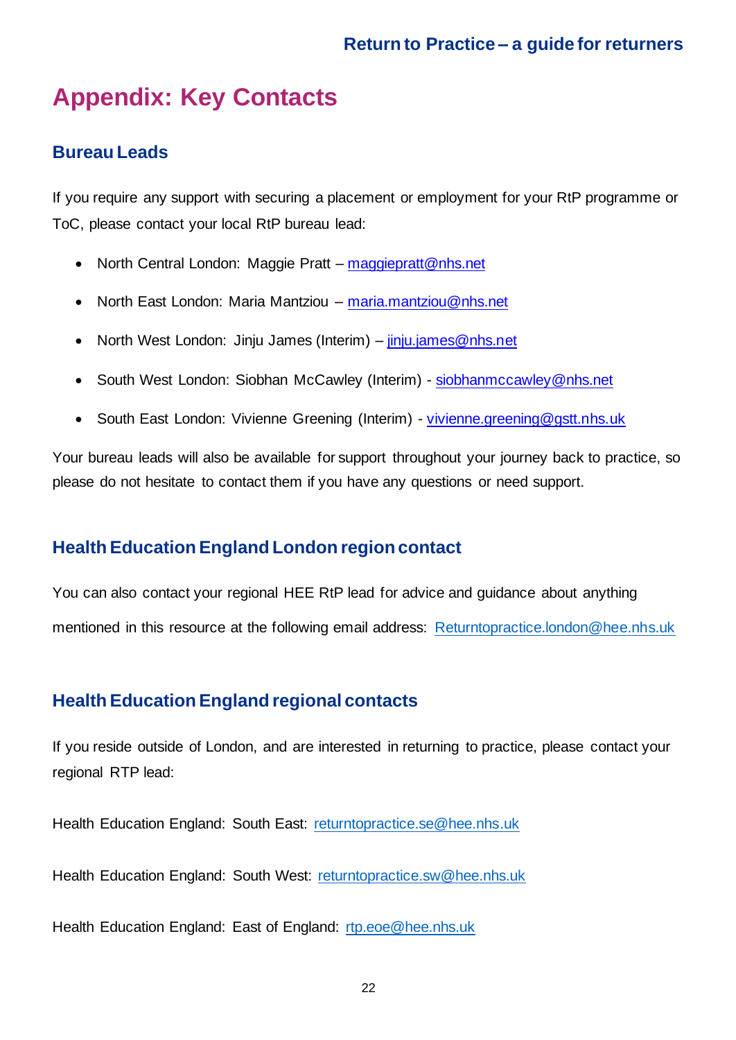# Appendix: Key Contacts

## Bureau Leads

If you require any support with securing a placement or employment for your RtP programme or ToC, please contact your local RtP bureau lead:

- North Central London: Maggie Pratt – maggiepratt@nhs.net
- North East London: Maria Mantziou – maria.mantziou@nhs.net
- North West London: Jinju James (Interim) – jinju.james@nhs.net
- South West London: Siobhan McCawley (Interim) - siobhanmccawley@nhs.net
- South East London: Vivienne Greening (Interim) - vivienne.greening@gstt.nhs.uk

Your bureau leads will also be available for support throughout your journey back to practice, so please do not hesitate to contact them if you have any questions or need support.

## Health Education England London region contact

You can also contact your regional HEE RtP lead for advice and guidance about anything mentioned in this resource at the following email address: Returntopractice.london@hee.nhs.uk

## Health Education England regional contacts

If you reside outside of London, and are interested in returning to practice, please contact your regional RTP lead:

Health Education England: South East: returntopractice.se@hee.nhs.uk

Health Education England: South West: returntopractice.sw@hee.nhs.uk

Health Education England: East of England: rtp.eoe@hee.nhs.uk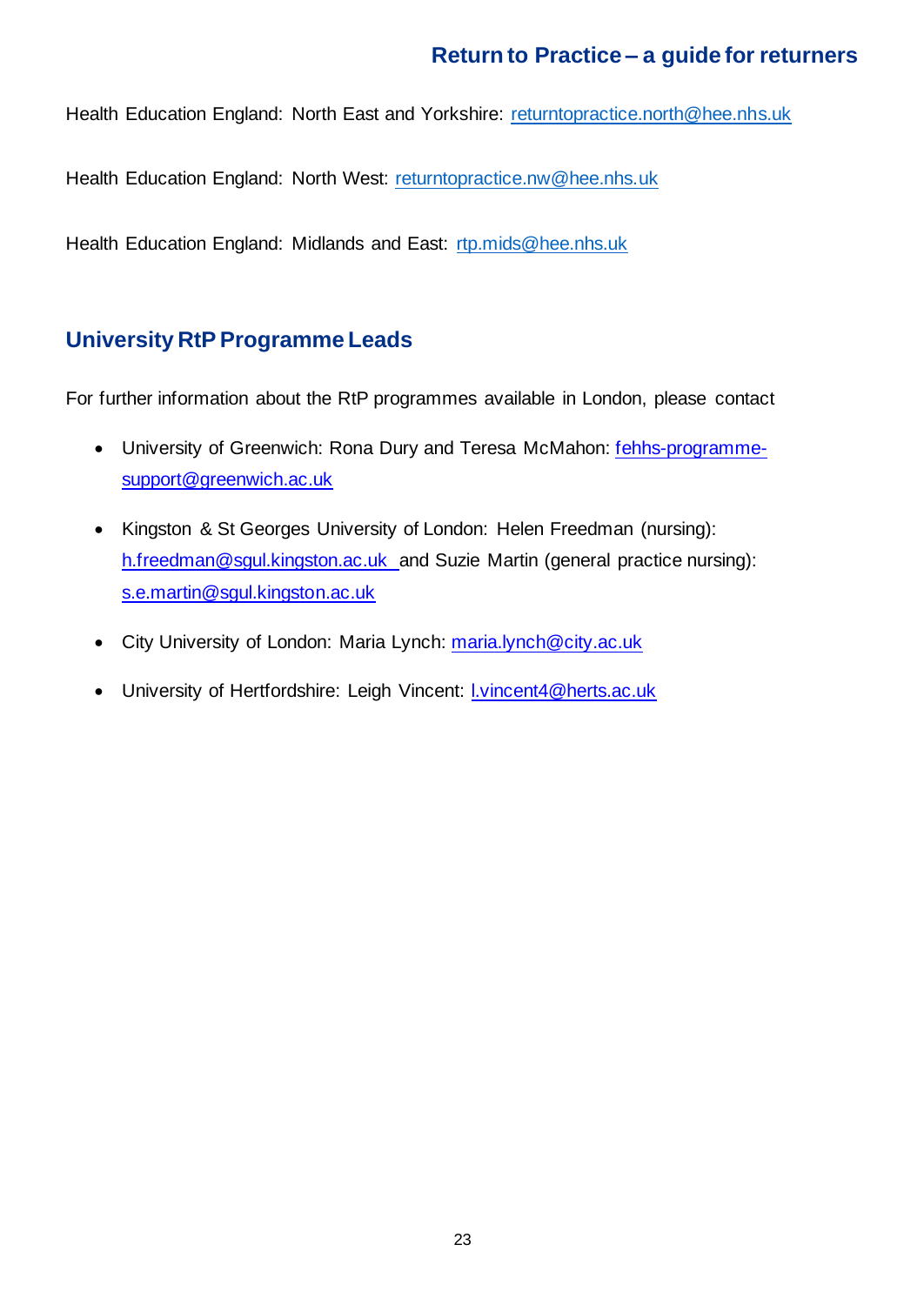Health Education England: North East and Yorkshire: returntopractice.north@hee.nhs.uk

Health Education England: North West: returntopractice.nw@hee.nhs.uk

Health Education England: Midlands and East: rtp.mids@hee.nhs.uk

## University RtP Programme Leads

For further information about the RtP programmes available in London, please contact

- University of Greenwich: Rona Dury and Teresa McMahon: fehhs-programme-support@greenwich.ac.uk
- Kingston & St Georges University of London: Helen Freedman (nursing): h.freedman@sgul.kingston.ac.uk and Suzie Martin (general practice nursing): s.e.martin@sgul.kingston.ac.uk
- City University of London: Maria Lynch: maria.lynch@city.ac.uk
- University of Hertfordshire: Leigh Vincent: l.vincent4@herts.ac.uk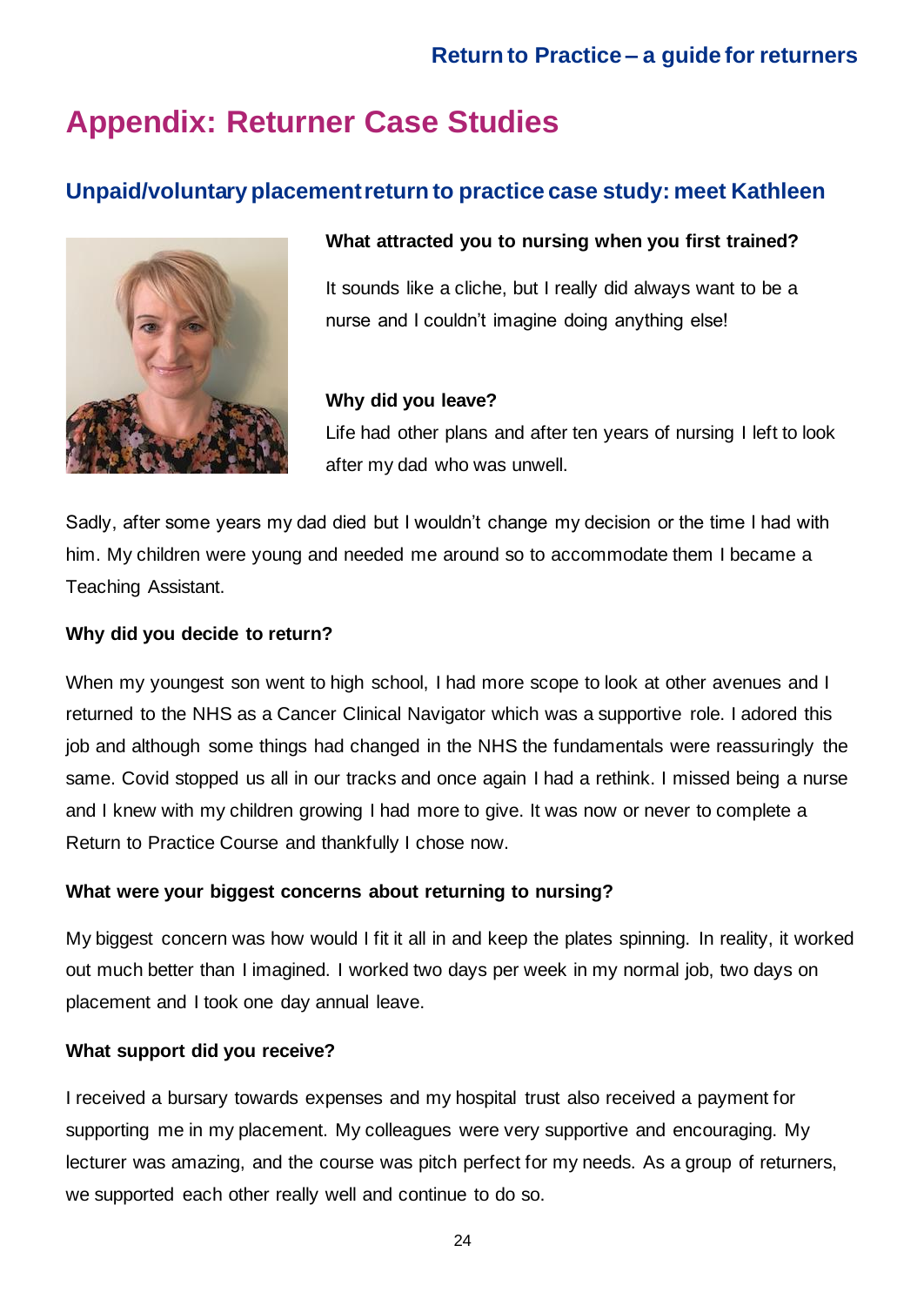# Appendix: Returner Case Studies

## Unpaid/voluntary placement return to practice case study: meet Kathleen

**What attracted you to nursing when you first trained?**

It sounds like a cliche, but I really did always want to be a nurse and I couldn't imagine doing anything else!

**Why did you leave?**

Life had other plans and after ten years of nursing I left to look after my dad who was unwell.

Sadly, after some years my dad died but I wouldn't change my decision or the time I had with him. My children were young and needed me around so to accommodate them I became a Teaching Assistant.

**Why did you decide to return?**

When my youngest son went to high school, I had more scope to look at other avenues and I returned to the NHS as a Cancer Clinical Navigator which was a supportive role. I adored this job and although some things had changed in the NHS the fundamentals were reassuringly the same. Covid stopped us all in our tracks and once again I had a rethink. I missed being a nurse and I knew with my children growing I had more to give. It was now or never to complete a Return to Practice Course and thankfully I chose now.

**What were your biggest concerns about returning to nursing?**

My biggest concern was how would I fit it all in and keep the plates spinning. In reality, it worked out much better than I imagined. I worked two days per week in my normal job, two days on placement and I took one day annual leave.

**What support did you receive?**

I received a bursary towards expenses and my hospital trust also received a payment for supporting me in my placement. My colleagues were very supportive and encouraging. My lecturer was amazing, and the course was pitch perfect for my needs. As a group of returners, we supported each other really well and continue to do so.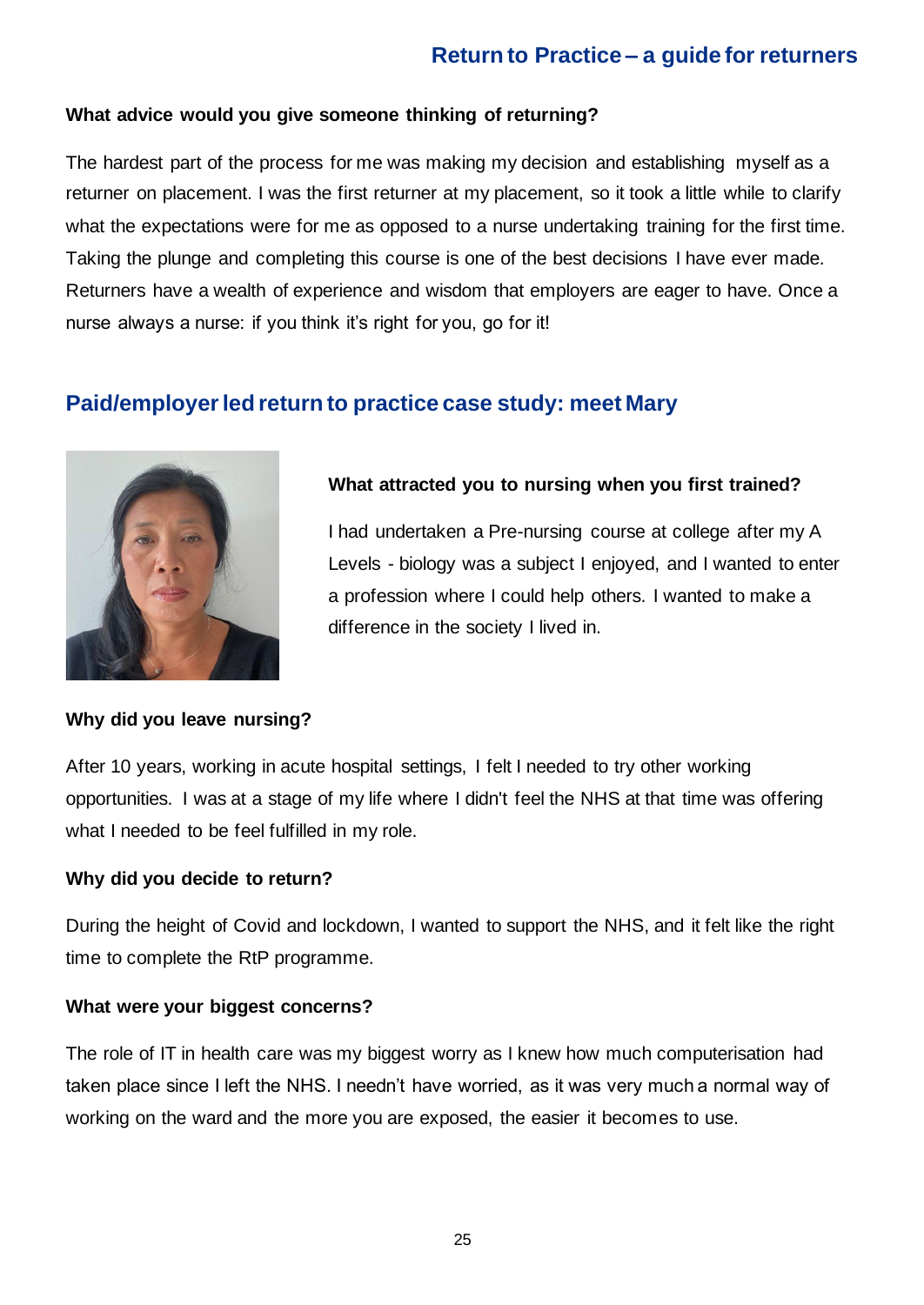**What advice would you give someone thinking of returning?**

The hardest part of the process for me was making my decision and establishing myself as a returner on placement. I was the first returner at my placement, so it took a little while to clarify what the expectations were for me as opposed to a nurse undertaking training for the first time. Taking the plunge and completing this course is one of the best decisions I have ever made. Returners have a wealth of experience and wisdom that employers are eager to have. Once a nurse always a nurse: if you think it's right for you, go for it!

## Paid/employer led return to practice case study: meet Mary

**What attracted you to nursing when you first trained?**

I had undertaken a Pre-nursing course at college after my A Levels - biology was a subject I enjoyed, and I wanted to enter a profession where I could help others. I wanted to make a difference in the society I lived in.

**Why did you leave nursing?**

After 10 years, working in acute hospital settings, I felt I needed to try other working opportunities. I was at a stage of my life where I didn't feel the NHS at that time was offering what I needed to be feel fulfilled in my role.

**Why did you decide to return?**

During the height of Covid and lockdown, I wanted to support the NHS, and it felt like the right time to complete the RtP programme.

**What were your biggest concerns?**

The role of IT in health care was my biggest worry as I knew how much computerisation had taken place since I left the NHS. I needn't have worried, as it was very much a normal way of working on the ward and the more you are exposed, the easier it becomes to use.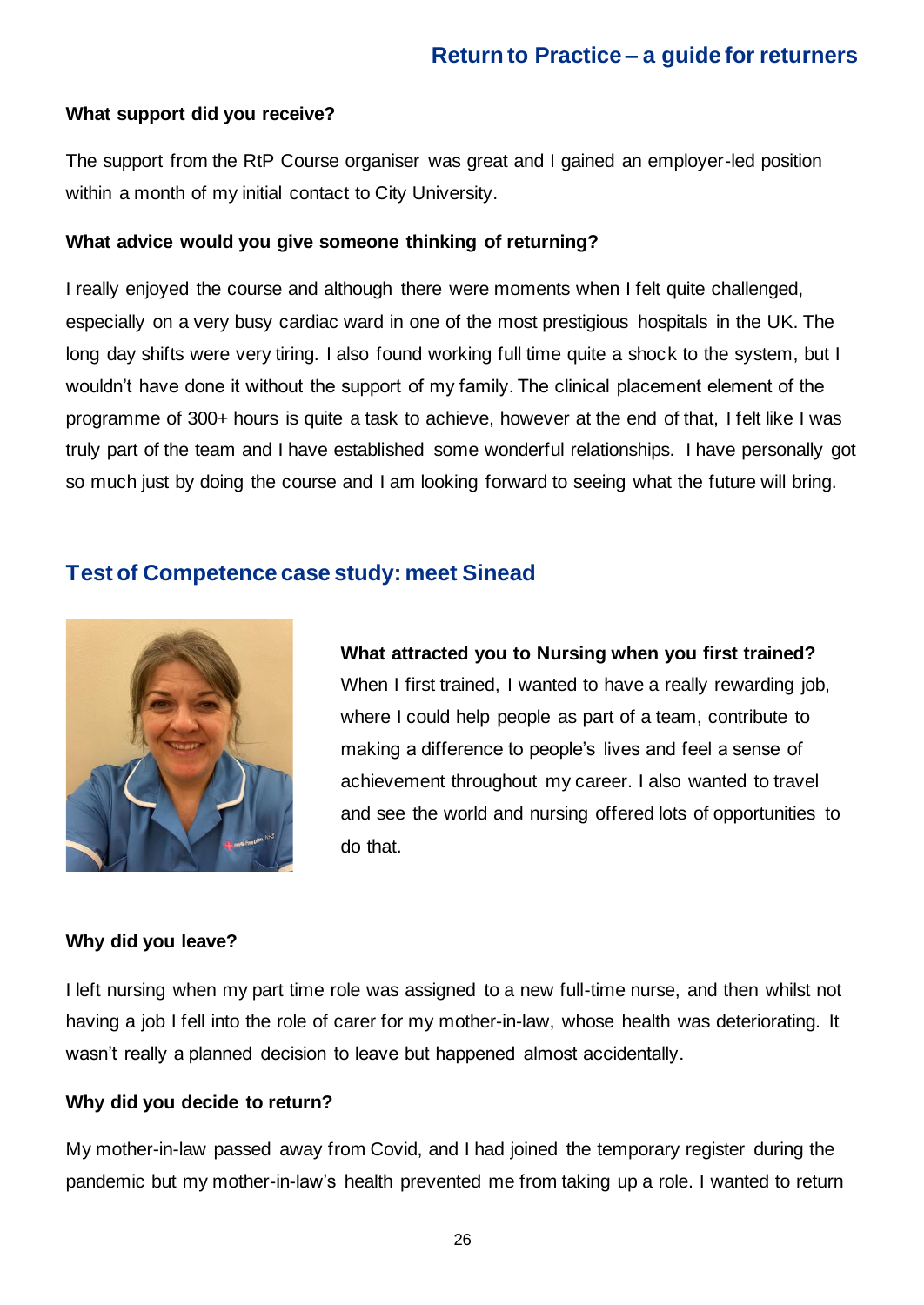**What support did you receive?**

The support from the RtP Course organiser was great and I gained an employer-led position within a month of my initial contact to City University.

**What advice would you give someone thinking of returning?**

I really enjoyed the course and although there were moments when I felt quite challenged, especially on a very busy cardiac ward in one of the most prestigious hospitals in the UK. The long day shifts were very tiring. I also found working full time quite a shock to the system, but I wouldn't have done it without the support of my family. The clinical placement element of the programme of 300+ hours is quite a task to achieve, however at the end of that, I felt like I was truly part of the team and I have established some wonderful relationships. I have personally got so much just by doing the course and I am looking forward to seeing what the future will bring.

## Test of Competence case study: meet Sinead

**What attracted you to Nursing when you first trained?**
When I first trained, I wanted to have a really rewarding job, where I could help people as part of a team, contribute to making a difference to people's lives and feel a sense of achievement throughout my career. I also wanted to travel and see the world and nursing offered lots of opportunities to do that.

**Why did you leave?**

I left nursing when my part time role was assigned to a new full-time nurse, and then whilst not having a job I fell into the role of carer for my mother-in-law, whose health was deteriorating. It wasn't really a planned decision to leave but happened almost accidentally.

**Why did you decide to return?**

My mother-in-law passed away from Covid, and I had joined the temporary register during the pandemic but my mother-in-law's health prevented me from taking up a role. I wanted to return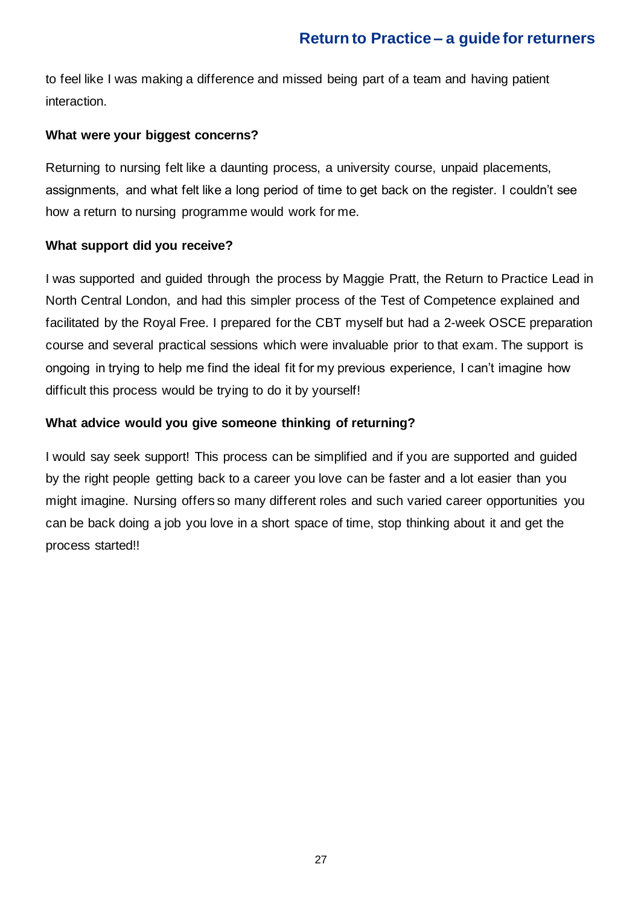to feel like I was making a difference and missed being part of a team and having patient interaction.

**What were your biggest concerns?**

Returning to nursing felt like a daunting process, a university course, unpaid placements, assignments, and what felt like a long period of time to get back on the register. I couldn't see how a return to nursing programme would work for me.

**What support did you receive?**

I was supported and guided through the process by Maggie Pratt, the Return to Practice Lead in North Central London, and had this simpler process of the Test of Competence explained and facilitated by the Royal Free. I prepared for the CBT myself but had a 2-week OSCE preparation course and several practical sessions which were invaluable prior to that exam. The support is ongoing in trying to help me find the ideal fit for my previous experience, I can't imagine how difficult this process would be trying to do it by yourself!

**What advice would you give someone thinking of returning?**

I would say seek support! This process can be simplified and if you are supported and guided by the right people getting back to a career you love can be faster and a lot easier than you might imagine. Nursing offers so many different roles and such varied career opportunities you can be back doing a job you love in a short space of time, stop thinking about it and get the process started!!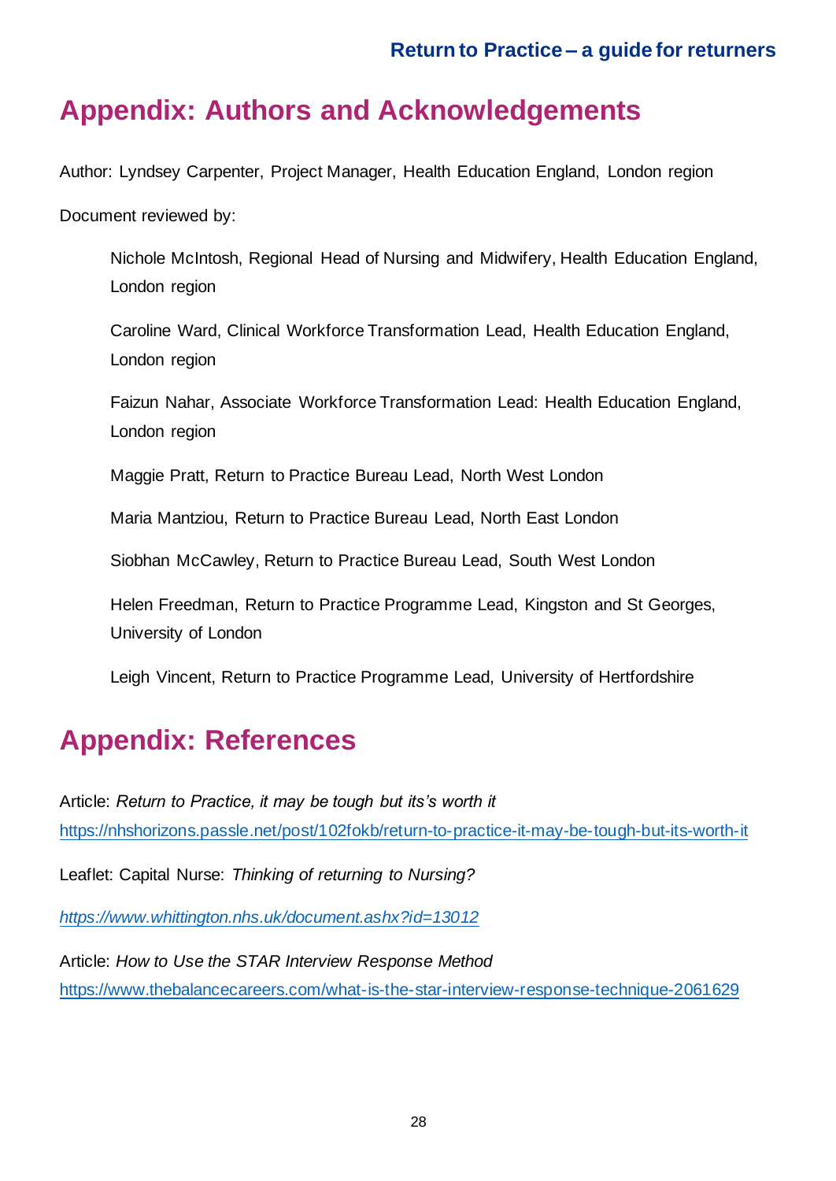## Appendix: Authors and Acknowledgements

Author: Lyndsey Carpenter, Project Manager, Health Education England, London region

Document reviewed by:

Nichole McIntosh, Regional Head of Nursing and Midwifery, Health Education England, London region

Caroline Ward, Clinical Workforce Transformation Lead, Health Education England, London region

Faizun Nahar, Associate Workforce Transformation Lead: Health Education England, London region

Maggie Pratt, Return to Practice Bureau Lead, North West London

Maria Mantziou, Return to Practice Bureau Lead, North East London

Siobhan McCawley, Return to Practice Bureau Lead, South West London

Helen Freedman, Return to Practice Programme Lead, Kingston and St Georges, University of London

Leigh Vincent, Return to Practice Programme Lead, University of Hertfordshire

## Appendix: References

Article: *Return to Practice, it may be tough but its's worth it*
https://nhshorizons.passle.net/post/102fokb/return-to-practice-it-may-be-tough-but-its-worth-it

Leaflet: Capital Nurse: *Thinking of returning to Nursing?*

*https://www.whittington.nhs.uk/document.ashx?id=13012*

Article: *How to Use the STAR Interview Response Method*
https://www.thebalancecareers.com/what-is-the-star-interview-response-technique-2061629